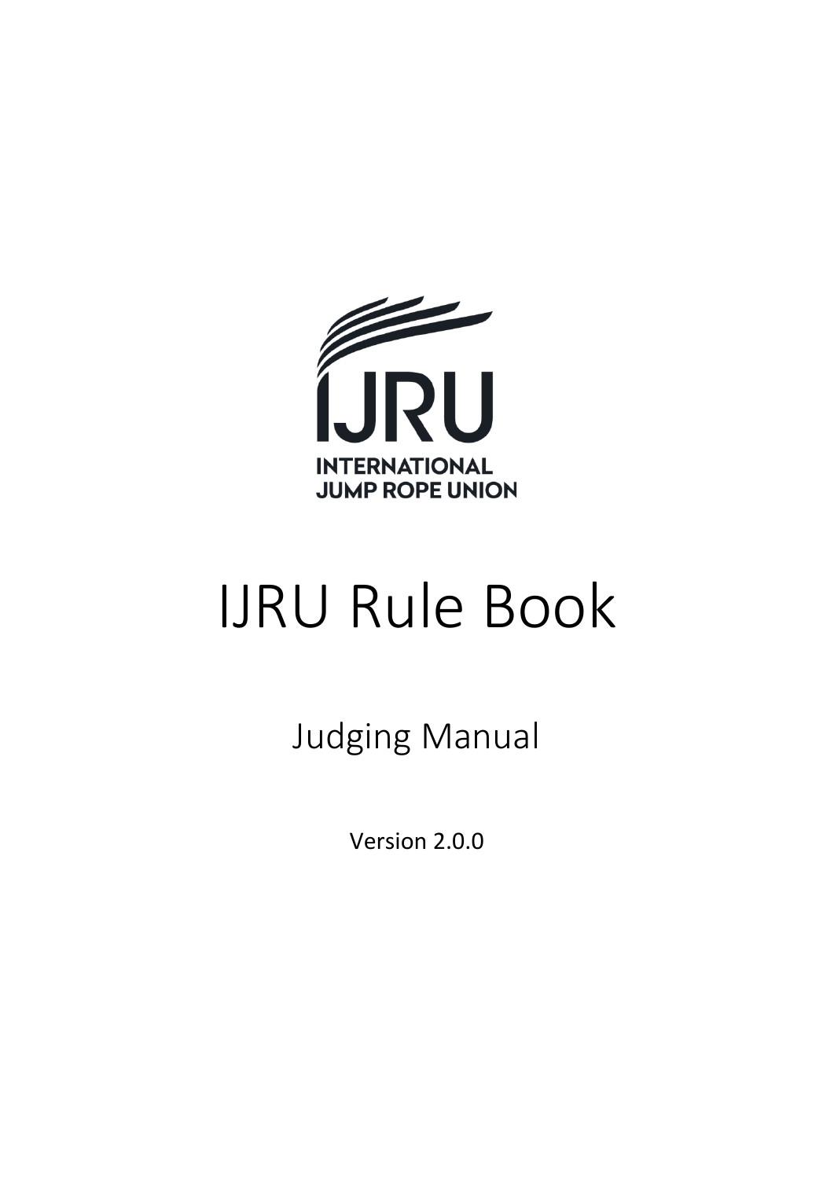IJRU

INTERNATIONAL JUMP ROPE UNION

# IJRU Rule Book

## Judging Manual

Version 2.0.0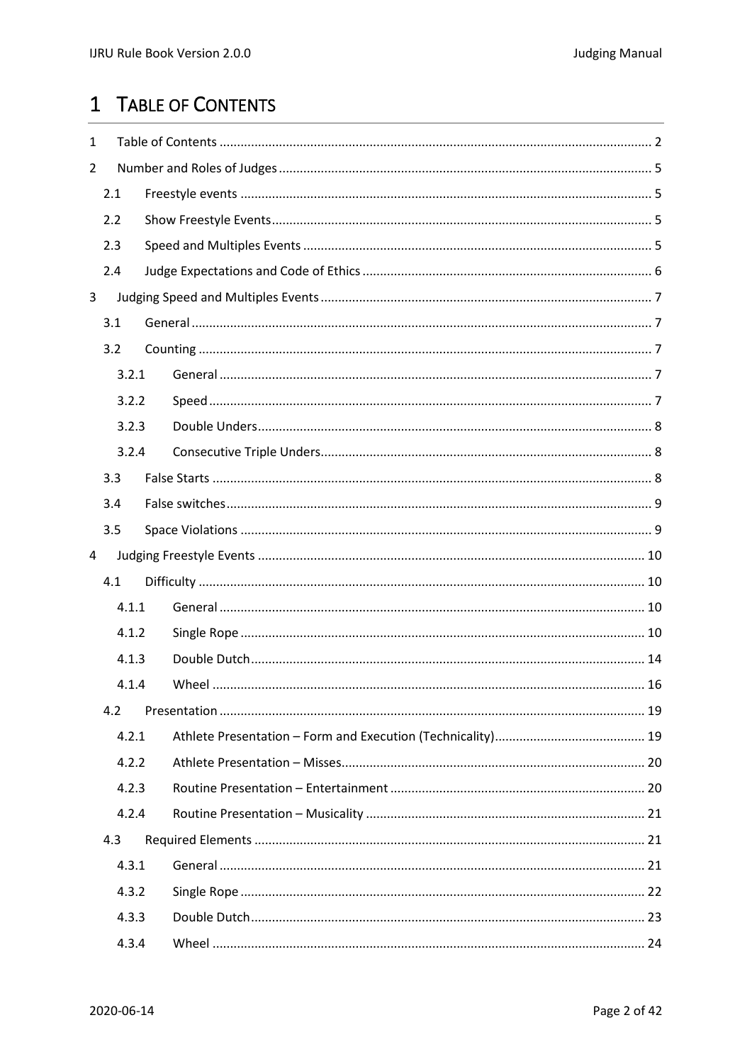# 1 Table of Contents

1 Table of Contents ... 2
2 Number and Roles of Judges ... 5
- 2.1 Freestyle events ... 5
- 2.2 Show Freestyle Events ... 5
- 2.3 Speed and Multiples Events ... 5
- 2.4 Judge Expectations and Code of Ethics ... 6

3 Judging Speed and Multiples Events ... 7
- 3.1 General ... 7
- 3.2 Counting ... 7
  - 3.2.1 General ... 7
  - 3.2.2 Speed ... 7
  - 3.2.3 Double Unders ... 8
  - 3.2.4 Consecutive Triple Unders ... 8
- 3.3 False Starts ... 8
- 3.4 False switches ... 9
- 3.5 Space Violations ... 9

4 Judging Freestyle Events ... 10
- 4.1 Difficulty ... 10
  - 4.1.1 General ... 10
  - 4.1.2 Single Rope ... 10
  - 4.1.3 Double Dutch ... 14
  - 4.1.4 Wheel ... 16
- 4.2 Presentation ... 19
  - 4.2.1 Athlete Presentation – Form and Execution (Technicality) ... 19
  - 4.2.2 Athlete Presentation – Misses ... 20
  - 4.2.3 Routine Presentation – Entertainment ... 20
  - 4.2.4 Routine Presentation – Musicality ... 21
- 4.3 Required Elements ... 21
  - 4.3.1 General ... 21
  - 4.3.2 Single Rope ... 22
  - 4.3.3 Double Dutch ... 23
  - 4.3.4 Wheel ... 24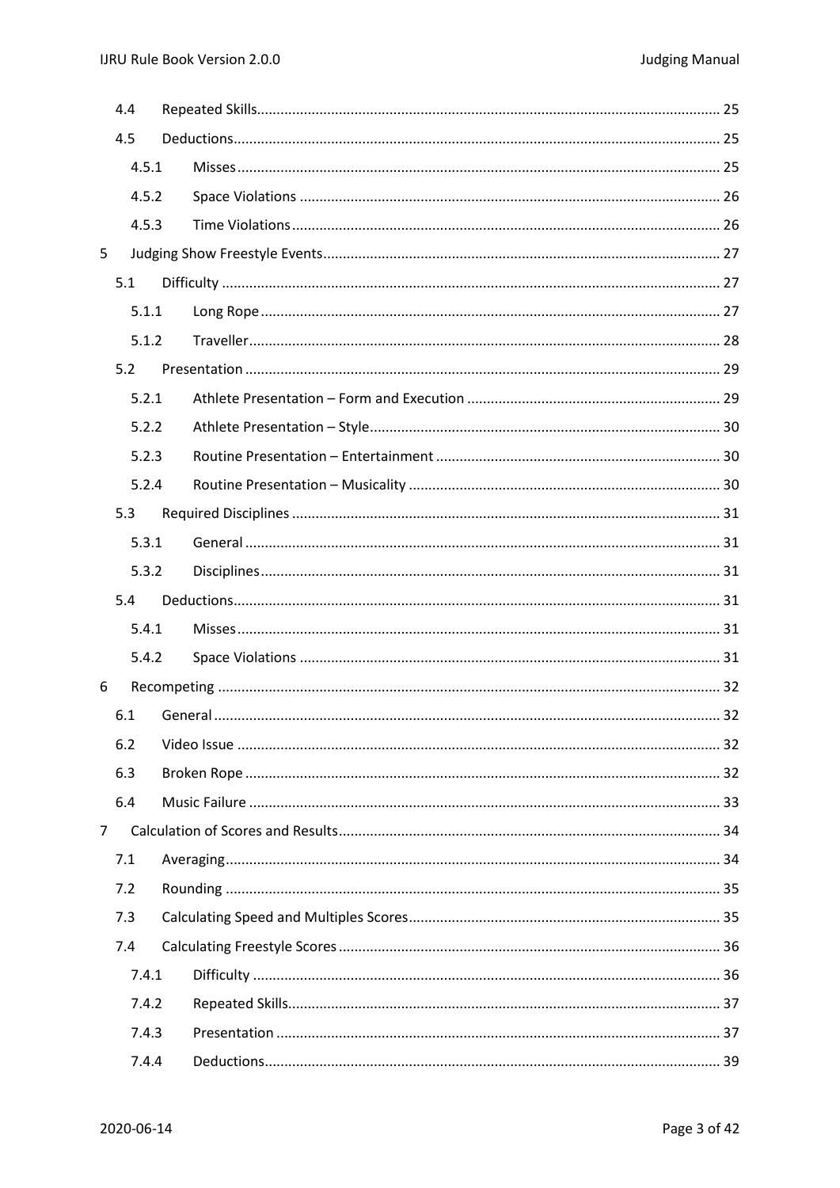| | | |
|---|---|---|
| 4.4 | Repeated Skills | 25 |
| 4.5 | Deductions | 25 |
| 4.5.1 | Misses | 25 |
| 4.5.2 | Space Violations | 26 |
| 4.5.3 | Time Violations | 26 |
| 5 | Judging Show Freestyle Events | 27 |
| 5.1 | Difficulty | 27 |
| 5.1.1 | Long Rope | 27 |
| 5.1.2 | Traveller | 28 |
| 5.2 | Presentation | 29 |
| 5.2.1 | Athlete Presentation – Form and Execution | 29 |
| 5.2.2 | Athlete Presentation – Style | 30 |
| 5.2.3 | Routine Presentation – Entertainment | 30 |
| 5.2.4 | Routine Presentation – Musicality | 30 |
| 5.3 | Required Disciplines | 31 |
| 5.3.1 | General | 31 |
| 5.3.2 | Disciplines | 31 |
| 5.4 | Deductions | 31 |
| 5.4.1 | Misses | 31 |
| 5.4.2 | Space Violations | 31 |
| 6 | Recompeting | 32 |
| 6.1 | General | 32 |
| 6.2 | Video Issue | 32 |
| 6.3 | Broken Rope | 32 |
| 6.4 | Music Failure | 33 |
| 7 | Calculation of Scores and Results | 34 |
| 7.1 | Averaging | 34 |
| 7.2 | Rounding | 35 |
| 7.3 | Calculating Speed and Multiples Scores | 35 |
| 7.4 | Calculating Freestyle Scores | 36 |
| 7.4.1 | Difficulty | 36 |
| 7.4.2 | Repeated Skills | 37 |
| 7.4.3 | Presentation | 37 |
| 7.4.4 | Deductions | 39 |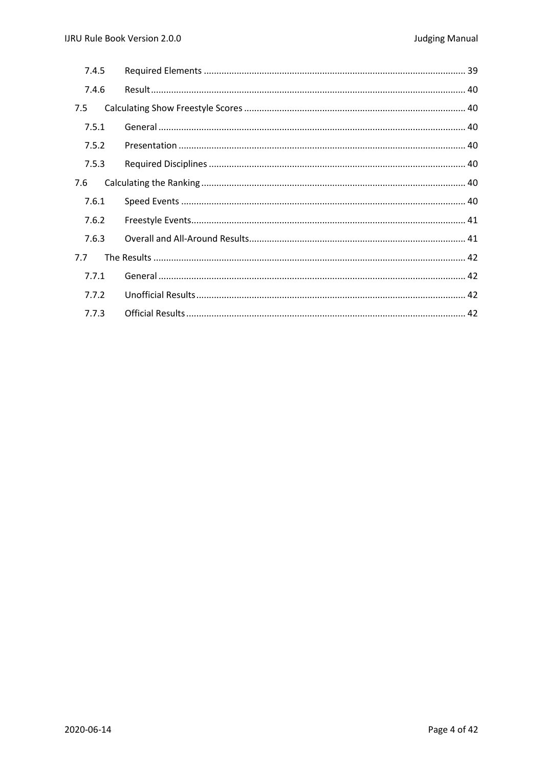| | | |
|---|---|---|
| 7.4.5 | Required Elements | 39 |
| 7.4.6 | Result | 40 |
| 7.5 | Calculating Show Freestyle Scores | 40 |
| 7.5.1 | General | 40 |
| 7.5.2 | Presentation | 40 |
| 7.5.3 | Required Disciplines | 40 |
| 7.6 | Calculating the Ranking | 40 |
| 7.6.1 | Speed Events | 40 |
| 7.6.2 | Freestyle Events | 41 |
| 7.6.3 | Overall and All-Around Results | 41 |
| 7.7 | The Results | 42 |
| 7.7.1 | General | 42 |
| 7.7.2 | Unofficial Results | 42 |
| 7.7.3 | Official Results | 42 |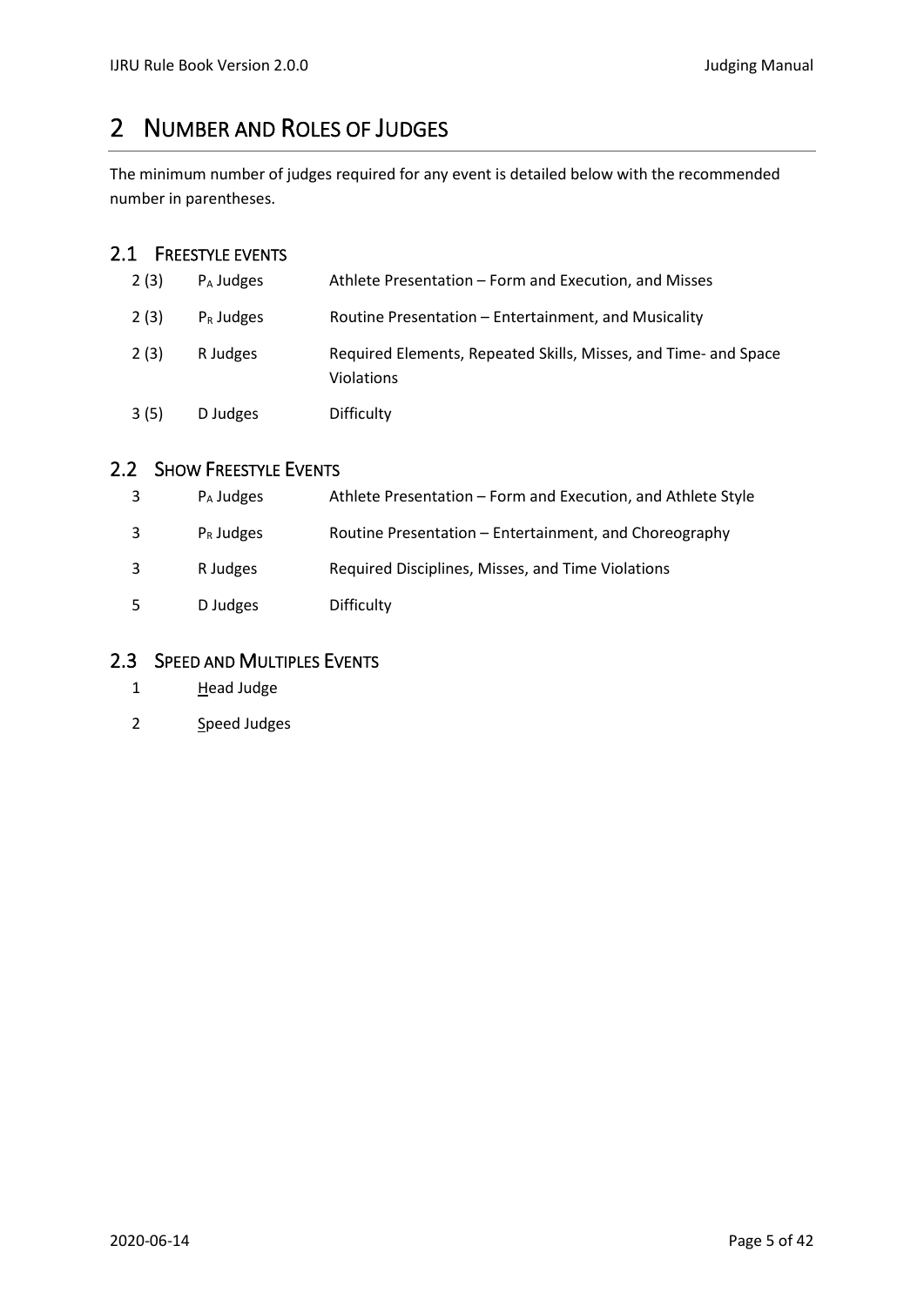# 2 Number and Roles of Judges

The minimum number of judges required for any event is detailed below with the recommended number in parentheses.

## 2.1 Freestyle events

| | | |
|---|---|---|
| 2 (3) | $P_A$ Judges | Athlete Presentation – Form and Execution, and Misses |
| 2 (3) | $P_R$ Judges | Routine Presentation – Entertainment, and Musicality |
| 2 (3) | R Judges | Required Elements, Repeated Skills, Misses, and Time- and Space Violations |
| 3 (5) | D Judges | Difficulty |

## 2.2 Show Freestyle Events

| | | |
|---|---|---|
| 3 | $P_A$ Judges | Athlete Presentation – Form and Execution, and Athlete Style |
| 3 | $P_R$ Judges | Routine Presentation – Entertainment, and Choreography |
| 3 | R Judges | Required Disciplines, Misses, and Time Violations |
| 5 | D Judges | Difficulty |

## 2.3 Speed and Multiples Events

| | |
|---|---|
| 1 | Head Judge |
| 2 | Speed Judges |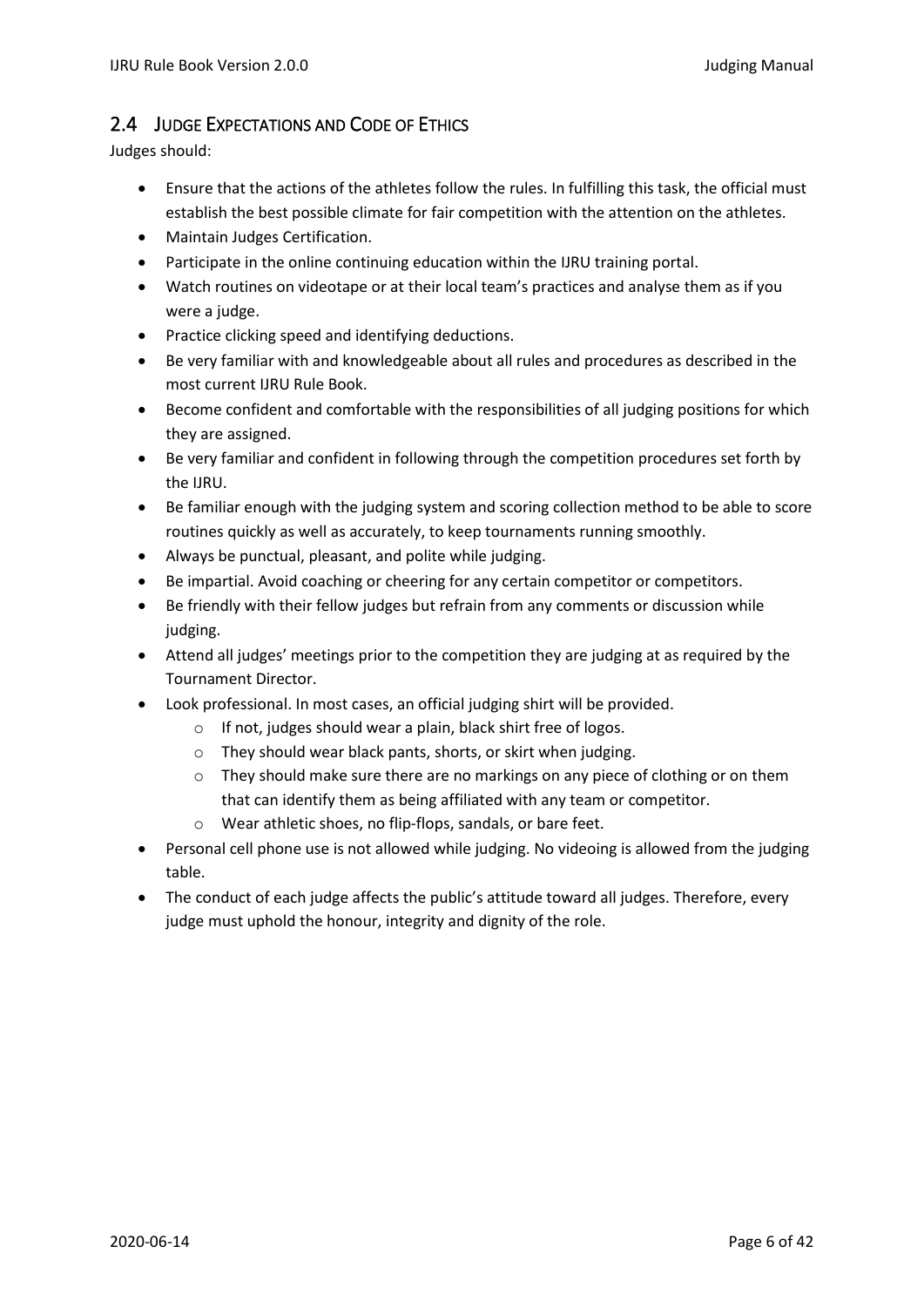## 2.4 Judge Expectations and Code of Ethics

Judges should:

- Ensure that the actions of the athletes follow the rules. In fulfilling this task, the official must establish the best possible climate for fair competition with the attention on the athletes.
- Maintain Judges Certification.
- Participate in the online continuing education within the IJRU training portal.
- Watch routines on videotape or at their local team's practices and analyse them as if you were a judge.
- Practice clicking speed and identifying deductions.
- Be very familiar with and knowledgeable about all rules and procedures as described in the most current IJRU Rule Book.
- Become confident and comfortable with the responsibilities of all judging positions for which they are assigned.
- Be very familiar and confident in following through the competition procedures set forth by the IJRU.
- Be familiar enough with the judging system and scoring collection method to be able to score routines quickly as well as accurately, to keep tournaments running smoothly.
- Always be punctual, pleasant, and polite while judging.
- Be impartial. Avoid coaching or cheering for any certain competitor or competitors.
- Be friendly with their fellow judges but refrain from any comments or discussion while judging.
- Attend all judges' meetings prior to the competition they are judging at as required by the Tournament Director.
- Look professional. In most cases, an official judging shirt will be provided.
  - If not, judges should wear a plain, black shirt free of logos.
  - They should wear black pants, shorts, or skirt when judging.
  - They should make sure there are no markings on any piece of clothing or on them that can identify them as being affiliated with any team or competitor.
  - Wear athletic shoes, no flip-flops, sandals, or bare feet.
- Personal cell phone use is not allowed while judging. No videoing is allowed from the judging table.
- The conduct of each judge affects the public's attitude toward all judges. Therefore, every judge must uphold the honour, integrity and dignity of the role.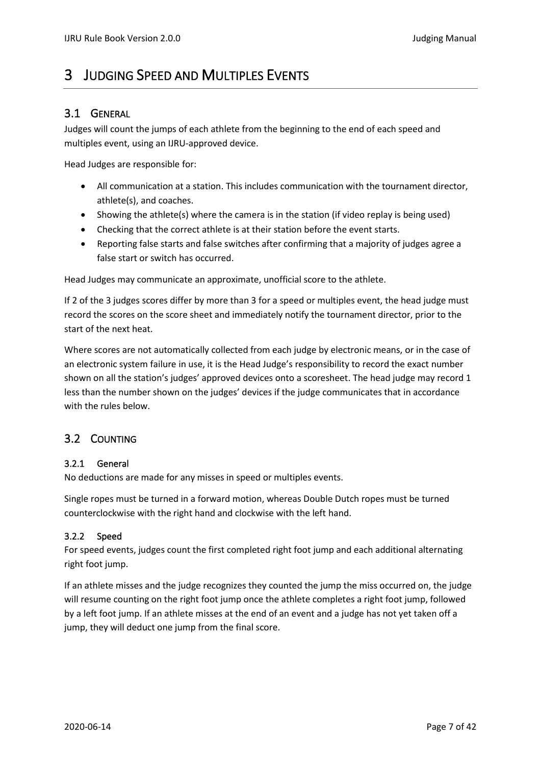# 3 JUDGING SPEED AND MULTIPLES EVENTS

## 3.1 GENERAL

Judges will count the jumps of each athlete from the beginning to the end of each speed and multiples event, using an IJRU-approved device.

Head Judges are responsible for:

- All communication at a station. This includes communication with the tournament director, athlete(s), and coaches.
- Showing the athlete(s) where the camera is in the station (if video replay is being used)
- Checking that the correct athlete is at their station before the event starts.
- Reporting false starts and false switches after confirming that a majority of judges agree a false start or switch has occurred.

Head Judges may communicate an approximate, unofficial score to the athlete.

If 2 of the 3 judges scores differ by more than 3 for a speed or multiples event, the head judge must record the scores on the score sheet and immediately notify the tournament director, prior to the start of the next heat.

Where scores are not automatically collected from each judge by electronic means, or in the case of an electronic system failure in use, it is the Head Judge's responsibility to record the exact number shown on all the station's judges' approved devices onto a scoresheet. The head judge may record 1 less than the number shown on the judges' devices if the judge communicates that in accordance with the rules below.

## 3.2 COUNTING

### 3.2.1 General

No deductions are made for any misses in speed or multiples events.

Single ropes must be turned in a forward motion, whereas Double Dutch ropes must be turned counterclockwise with the right hand and clockwise with the left hand.

### 3.2.2 Speed

For speed events, judges count the first completed right foot jump and each additional alternating right foot jump.

If an athlete misses and the judge recognizes they counted the jump the miss occurred on, the judge will resume counting on the right foot jump once the athlete completes a right foot jump, followed by a left foot jump. If an athlete misses at the end of an event and a judge has not yet taken off a jump, they will deduct one jump from the final score.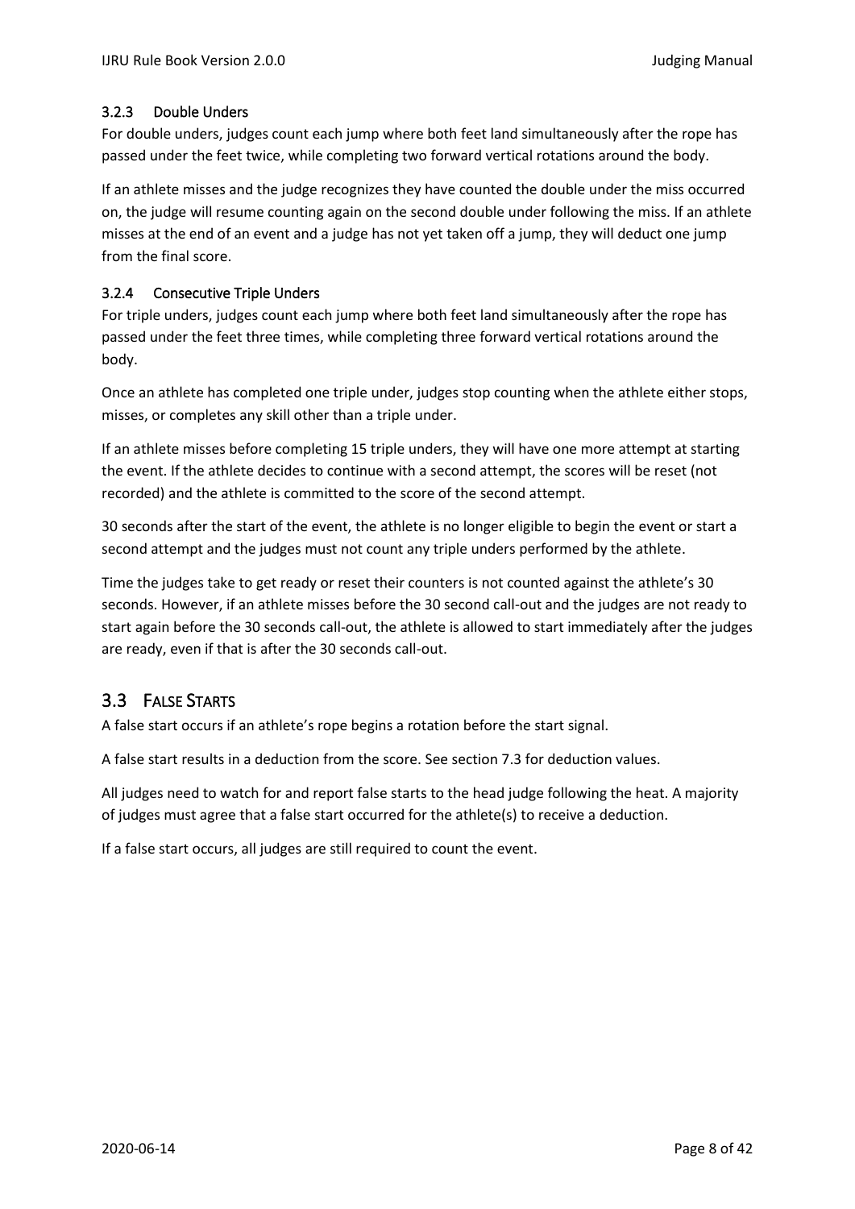#### 3.2.3 Double Unders

For double unders, judges count each jump where both feet land simultaneously after the rope has passed under the feet twice, while completing two forward vertical rotations around the body.

If an athlete misses and the judge recognizes they have counted the double under the miss occurred on, the judge will resume counting again on the second double under following the miss. If an athlete misses at the end of an event and a judge has not yet taken off a jump, they will deduct one jump from the final score.

#### 3.2.4 Consecutive Triple Unders

For triple unders, judges count each jump where both feet land simultaneously after the rope has passed under the feet three times, while completing three forward vertical rotations around the body.

Once an athlete has completed one triple under, judges stop counting when the athlete either stops, misses, or completes any skill other than a triple under.

If an athlete misses before completing 15 triple unders, they will have one more attempt at starting the event. If the athlete decides to continue with a second attempt, the scores will be reset (not recorded) and the athlete is committed to the score of the second attempt.

30 seconds after the start of the event, the athlete is no longer eligible to begin the event or start a second attempt and the judges must not count any triple unders performed by the athlete.

Time the judges take to get ready or reset their counters is not counted against the athlete's 30 seconds. However, if an athlete misses before the 30 second call-out and the judges are not ready to start again before the 30 seconds call-out, the athlete is allowed to start immediately after the judges are ready, even if that is after the 30 seconds call-out.

## 3.3 False Starts

A false start occurs if an athlete's rope begins a rotation before the start signal.

A false start results in a deduction from the score. See section 7.3 for deduction values.

All judges need to watch for and report false starts to the head judge following the heat. A majority of judges must agree that a false start occurred for the athlete(s) to receive a deduction.

If a false start occurs, all judges are still required to count the event.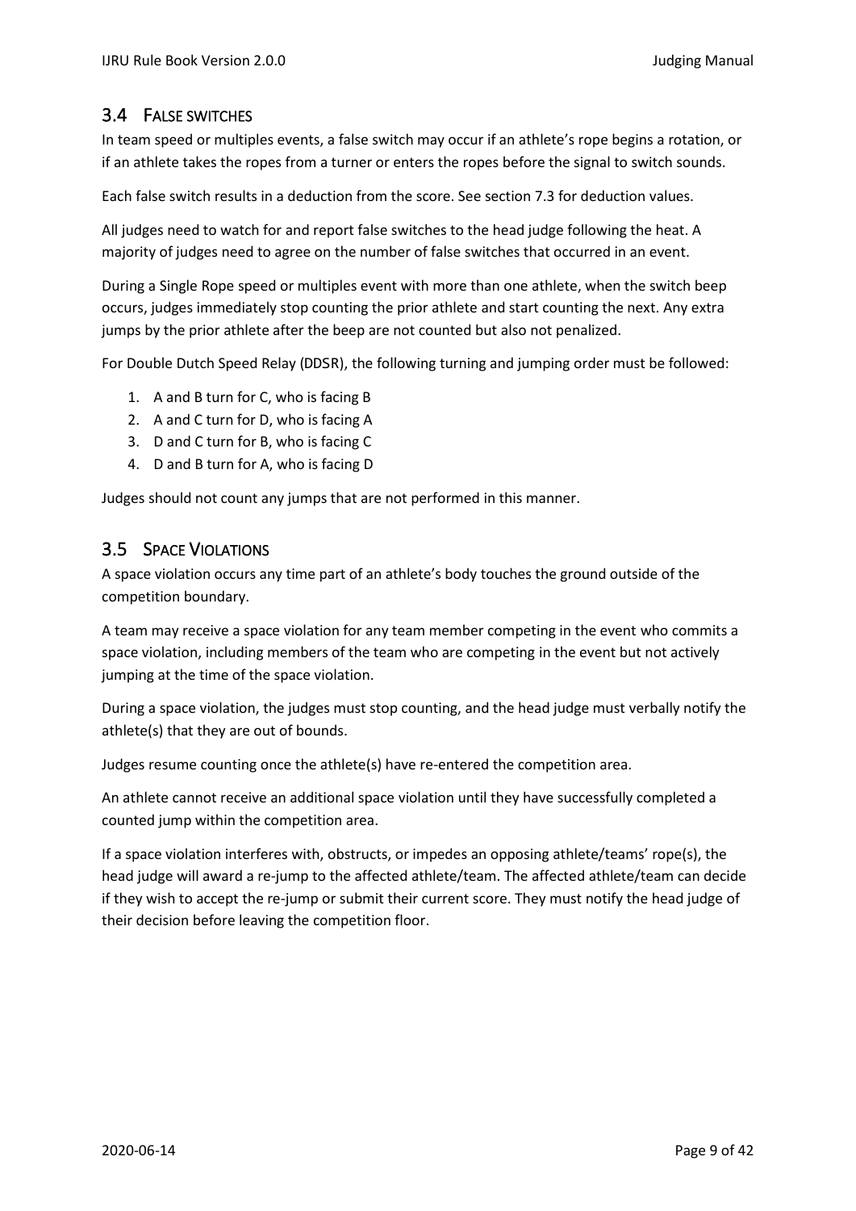## 3.4 False switches

In team speed or multiples events, a false switch may occur if an athlete's rope begins a rotation, or if an athlete takes the ropes from a turner or enters the ropes before the signal to switch sounds.

Each false switch results in a deduction from the score. See section 7.3 for deduction values.

All judges need to watch for and report false switches to the head judge following the heat. A majority of judges need to agree on the number of false switches that occurred in an event.

During a Single Rope speed or multiples event with more than one athlete, when the switch beep occurs, judges immediately stop counting the prior athlete and start counting the next. Any extra jumps by the prior athlete after the beep are not counted but also not penalized.

For Double Dutch Speed Relay (DDSR), the following turning and jumping order must be followed:

1. A and B turn for C, who is facing B
2. A and C turn for D, who is facing A
3. D and C turn for B, who is facing C
4. D and B turn for A, who is facing D

Judges should not count any jumps that are not performed in this manner.

## 3.5 Space Violations

A space violation occurs any time part of an athlete's body touches the ground outside of the competition boundary.

A team may receive a space violation for any team member competing in the event who commits a space violation, including members of the team who are competing in the event but not actively jumping at the time of the space violation.

During a space violation, the judges must stop counting, and the head judge must verbally notify the athlete(s) that they are out of bounds.

Judges resume counting once the athlete(s) have re-entered the competition area.

An athlete cannot receive an additional space violation until they have successfully completed a counted jump within the competition area.

If a space violation interferes with, obstructs, or impedes an opposing athlete/teams' rope(s), the head judge will award a re-jump to the affected athlete/team. The affected athlete/team can decide if they wish to accept the re-jump or submit their current score. They must notify the head judge of their decision before leaving the competition floor.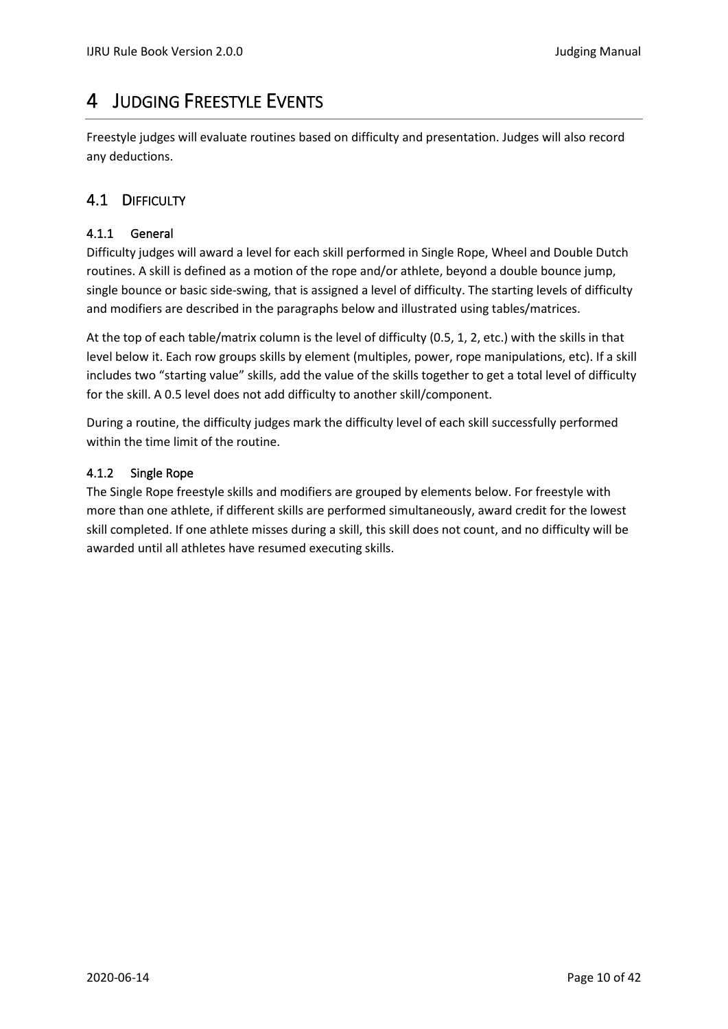# 4 JUDGING FREESTYLE EVENTS

Freestyle judges will evaluate routines based on difficulty and presentation. Judges will also record any deductions.

## 4.1 DIFFICULTY

### 4.1.1 General

Difficulty judges will award a level for each skill performed in Single Rope, Wheel and Double Dutch routines. A skill is defined as a motion of the rope and/or athlete, beyond a double bounce jump, single bounce or basic side-swing, that is assigned a level of difficulty. The starting levels of difficulty and modifiers are described in the paragraphs below and illustrated using tables/matrices.

At the top of each table/matrix column is the level of difficulty (0.5, 1, 2, etc.) with the skills in that level below it. Each row groups skills by element (multiples, power, rope manipulations, etc). If a skill includes two "starting value" skills, add the value of the skills together to get a total level of difficulty for the skill. A 0.5 level does not add difficulty to another skill/component.

During a routine, the difficulty judges mark the difficulty level of each skill successfully performed within the time limit of the routine.

### 4.1.2 Single Rope

The Single Rope freestyle skills and modifiers are grouped by elements below. For freestyle with more than one athlete, if different skills are performed simultaneously, award credit for the lowest skill completed. If one athlete misses during a skill, this skill does not count, and no difficulty will be awarded until all athletes have resumed executing skills.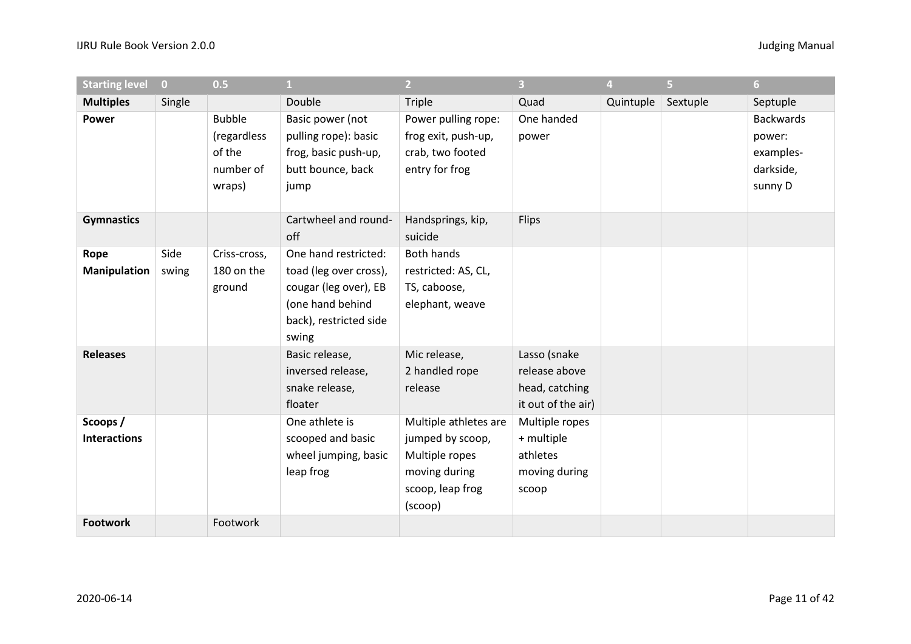| Starting level | 0 | 0.5 | 1 | 2 | 3 | 4 | 5 | 6 |
|---|---|---|---|---|---|---|---|---|
| **Multiples** | Single | | Double | Triple | Quad | Quintuple | Sextuple | Septuple |
| **Power** | | Bubble (regardless of the number of wraps) | Basic power (not pulling rope): basic frog, basic push-up, butt bounce, back jump | Power pulling rope: frog exit, push-up, crab, two footed entry for frog | One handed power | | | Backwards power: examples- darkside, sunny D |
| **Gymnastics** | | | Cartwheel and round-off | Handsprings, kip, suicide | Flips | | | |
| **Rope Manipulation** | Side swing | Criss-cross, 180 on the ground | One hand restricted: toad (leg over cross), cougar (leg over), EB (one hand behind back), restricted side swing | Both hands restricted: AS, CL, TS, caboose, elephant, weave | | | | |
| **Releases** | | | Basic release, inversed release, snake release, floater | Mic release, 2 handled rope release | Lasso (snake release above head, catching it out of the air) | | | |
| **Scoops / Interactions** | | | One athlete is scooped and basic wheel jumping, basic leap frog | Multiple athletes are jumped by scoop, Multiple ropes moving during scoop, leap frog (scoop) | Multiple ropes + multiple athletes moving during scoop | | | |
| **Footwork** | | Footwork | | | | | | |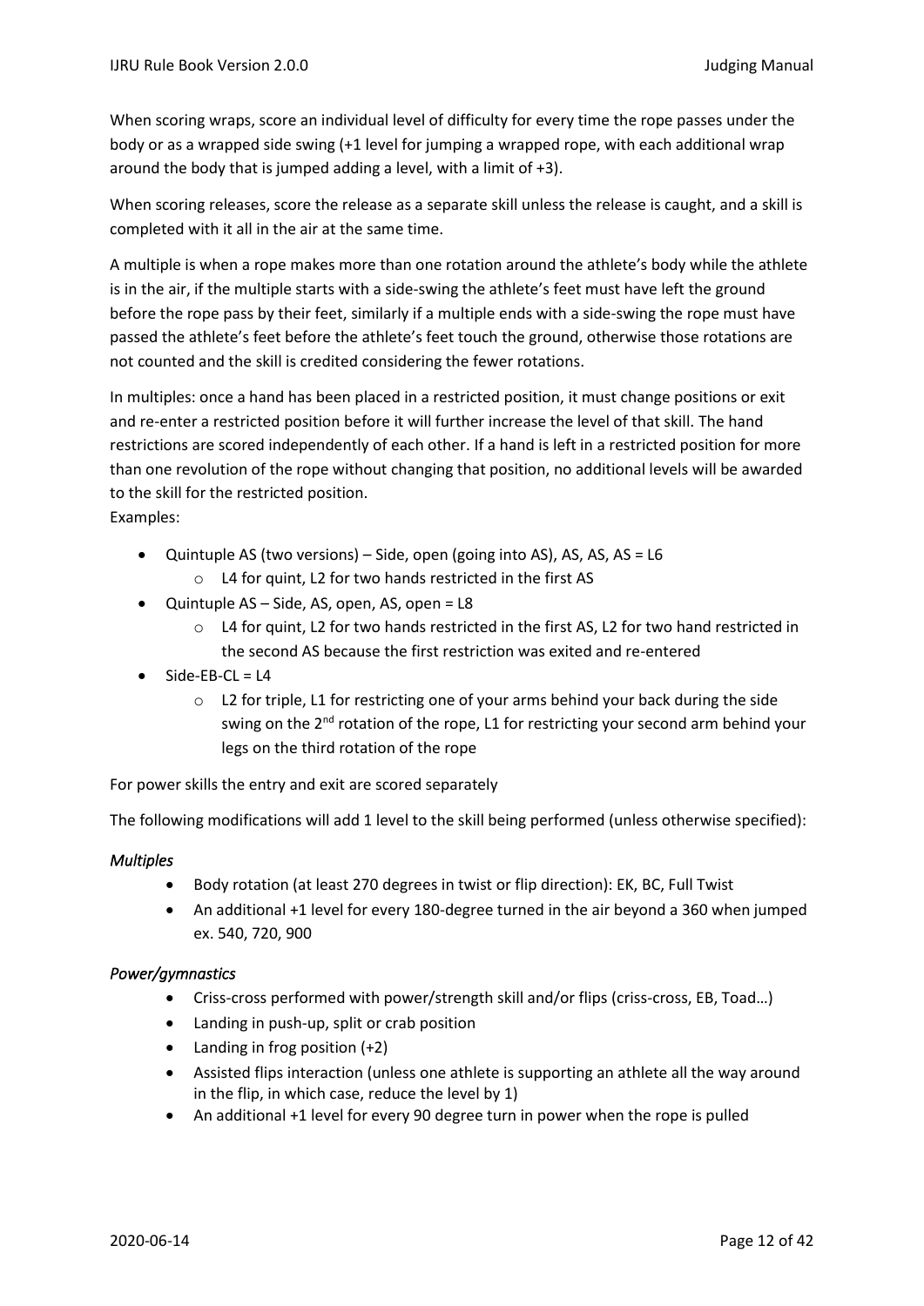When scoring wraps, score an individual level of difficulty for every time the rope passes under the body or as a wrapped side swing (+1 level for jumping a wrapped rope, with each additional wrap around the body that is jumped adding a level, with a limit of +3).

When scoring releases, score the release as a separate skill unless the release is caught, and a skill is completed with it all in the air at the same time.

A multiple is when a rope makes more than one rotation around the athlete's body while the athlete is in the air, if the multiple starts with a side-swing the athlete's feet must have left the ground before the rope pass by their feet, similarly if a multiple ends with a side-swing the rope must have passed the athlete's feet before the athlete's feet touch the ground, otherwise those rotations are not counted and the skill is credited considering the fewer rotations.

In multiples: once a hand has been placed in a restricted position, it must change positions or exit and re-enter a restricted position before it will further increase the level of that skill. The hand restrictions are scored independently of each other. If a hand is left in a restricted position for more than one revolution of the rope without changing that position, no additional levels will be awarded to the skill for the restricted position.

Examples:

- Quintuple AS (two versions) – Side, open (going into AS), AS, AS, AS = L6
  - L4 for quint, L2 for two hands restricted in the first AS
- Quintuple AS – Side, AS, open, AS, open = L8
  - L4 for quint, L2 for two hands restricted in the first AS, L2 for two hand restricted in the second AS because the first restriction was exited and re-entered
- Side-EB-CL = L4
  - L2 for triple, L1 for restricting one of your arms behind your back during the side swing on the 2nd rotation of the rope, L1 for restricting your second arm behind your legs on the third rotation of the rope

For power skills the entry and exit are scored separately

The following modifications will add 1 level to the skill being performed (unless otherwise specified):

*Multiples*

- Body rotation (at least 270 degrees in twist or flip direction): EK, BC, Full Twist
- An additional +1 level for every 180-degree turned in the air beyond a 360 when jumped ex. 540, 720, 900

*Power/gymnastics*

- Criss-cross performed with power/strength skill and/or flips (criss-cross, EB, Toad…)
- Landing in push-up, split or crab position
- Landing in frog position (+2)
- Assisted flips interaction (unless one athlete is supporting an athlete all the way around in the flip, in which case, reduce the level by 1)
- An additional +1 level for every 90 degree turn in power when the rope is pulled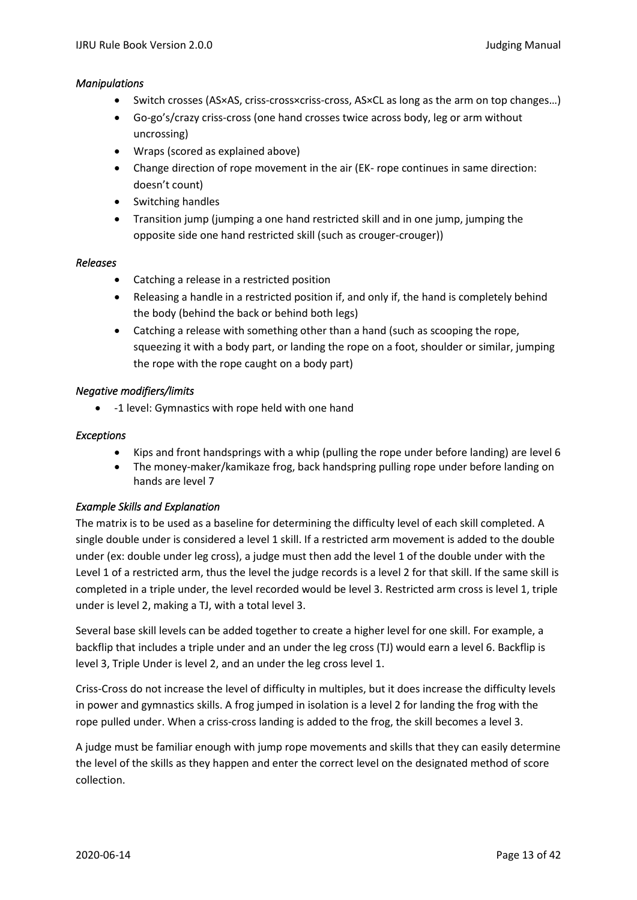*Manipulations*

- Switch crosses (AS×AS, criss-cross×criss-cross, AS×CL as long as the arm on top changes…)
- Go-go's/crazy criss-cross (one hand crosses twice across body, leg or arm without uncrossing)
- Wraps (scored as explained above)
- Change direction of rope movement in the air (EK- rope continues in same direction: doesn't count)
- Switching handles
- Transition jump (jumping a one hand restricted skill and in one jump, jumping the opposite side one hand restricted skill (such as crouger-crouger))

*Releases*

- Catching a release in a restricted position
- Releasing a handle in a restricted position if, and only if, the hand is completely behind the body (behind the back or behind both legs)
- Catching a release with something other than a hand (such as scooping the rope, squeezing it with a body part, or landing the rope on a foot, shoulder or similar, jumping the rope with the rope caught on a body part)

*Negative modifiers/limits*

- -1 level: Gymnastics with rope held with one hand

*Exceptions*

- Kips and front handsprings with a whip (pulling the rope under before landing) are level 6
- The money-maker/kamikaze frog, back handspring pulling rope under before landing on hands are level 7

*Example Skills and Explanation*

The matrix is to be used as a baseline for determining the difficulty level of each skill completed. A single double under is considered a level 1 skill. If a restricted arm movement is added to the double under (ex: double under leg cross), a judge must then add the level 1 of the double under with the Level 1 of a restricted arm, thus the level the judge records is a level 2 for that skill. If the same skill is completed in a triple under, the level recorded would be level 3. Restricted arm cross is level 1, triple under is level 2, making a TJ, with a total level 3.

Several base skill levels can be added together to create a higher level for one skill. For example, a backflip that includes a triple under and an under the leg cross (TJ) would earn a level 6. Backflip is level 3, Triple Under is level 2, and an under the leg cross level 1.

Criss-Cross do not increase the level of difficulty in multiples, but it does increase the difficulty levels in power and gymnastics skills. A frog jumped in isolation is a level 2 for landing the frog with the rope pulled under. When a criss-cross landing is added to the frog, the skill becomes a level 3.

A judge must be familiar enough with jump rope movements and skills that they can easily determine the level of the skills as they happen and enter the correct level on the designated method of score collection.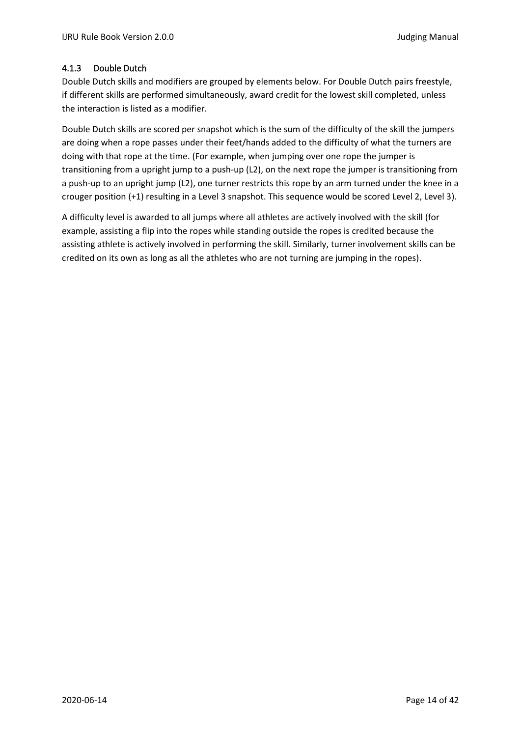### 4.1.3 Double Dutch

Double Dutch skills and modifiers are grouped by elements below. For Double Dutch pairs freestyle, if different skills are performed simultaneously, award credit for the lowest skill completed, unless the interaction is listed as a modifier.

Double Dutch skills are scored per snapshot which is the sum of the difficulty of the skill the jumpers are doing when a rope passes under their feet/hands added to the difficulty of what the turners are doing with that rope at the time. (For example, when jumping over one rope the jumper is transitioning from a upright jump to a push-up (L2), on the next rope the jumper is transitioning from a push-up to an upright jump (L2), one turner restricts this rope by an arm turned under the knee in a crouger position (+1) resulting in a Level 3 snapshot. This sequence would be scored Level 2, Level 3).

A difficulty level is awarded to all jumps where all athletes are actively involved with the skill (for example, assisting a flip into the ropes while standing outside the ropes is credited because the assisting athlete is actively involved in performing the skill. Similarly, turner involvement skills can be credited on its own as long as all the athletes who are not turning are jumping in the ropes).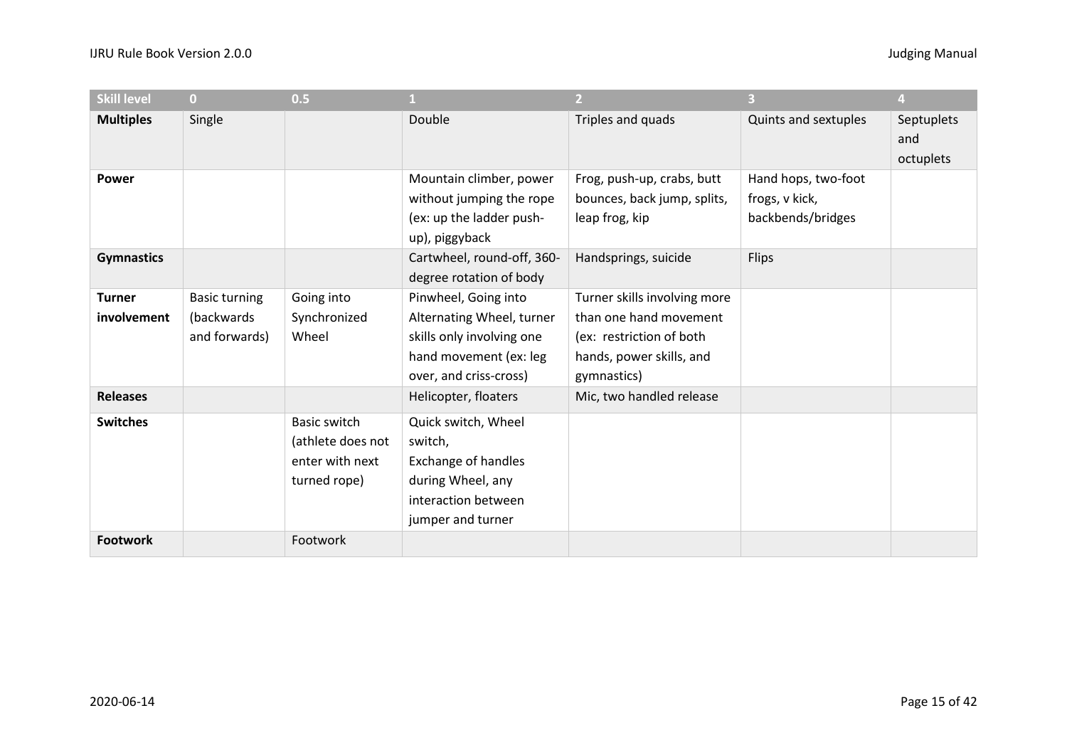| Skill level | 0 | 0.5 | 1 | 2 | 3 | 4 |
|---|---|---|---|---|---|---|
| **Multiples** | Single | | Double | Triples and quads | Quints and sextuples | Septuplets and octuplets |
| **Power** | | | Mountain climber, power without jumping the rope (ex: up the ladder push-up), piggyback | Frog, push-up, crabs, butt bounces, back jump, splits, leap frog, kip | Hand hops, two-foot frogs, v kick, backbends/bridges | |
| **Gymnastics** | | | Cartwheel, round-off, 360-degree rotation of body | Handsprings, suicide | Flips | |
| **Turner involvement** | Basic turning (backwards and forwards) | Going into Synchronized Wheel | Pinwheel, Going into Alternating Wheel, turner skills only involving one hand movement (ex: leg over, and criss-cross) | Turner skills involving more than one hand movement (ex: restriction of both hands, power skills, and gymnastics) | | |
| **Releases** | | | Helicopter, floaters | Mic, two handled release | | |
| **Switches** | | Basic switch (athlete does not enter with next turned rope) | Quick switch, Wheel switch, Exchange of handles during Wheel, any interaction between jumper and turner | | | |
| **Footwork** | | Footwork | | | | |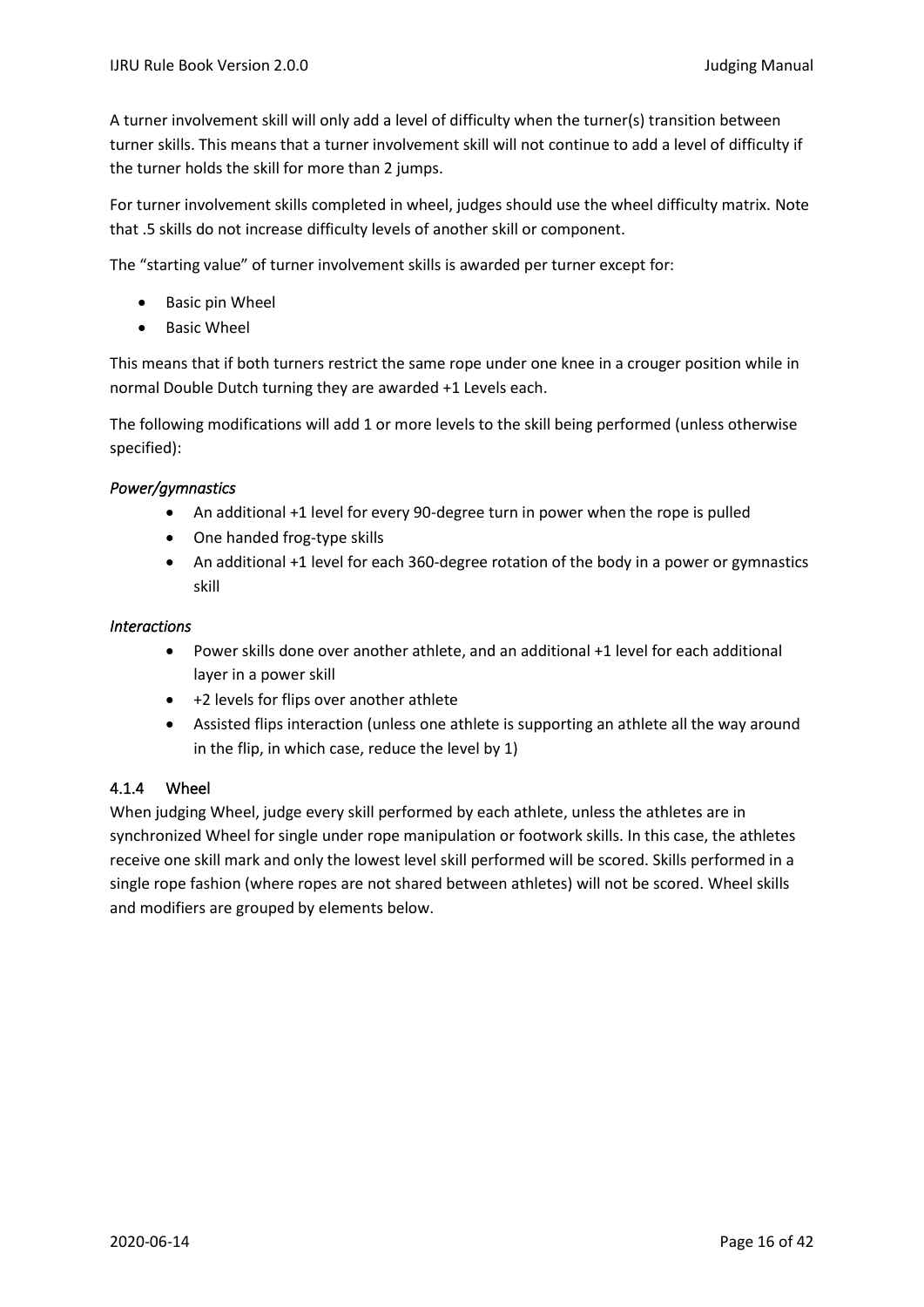A turner involvement skill will only add a level of difficulty when the turner(s) transition between turner skills. This means that a turner involvement skill will not continue to add a level of difficulty if the turner holds the skill for more than 2 jumps.

For turner involvement skills completed in wheel, judges should use the wheel difficulty matrix. Note that .5 skills do not increase difficulty levels of another skill or component.

The “starting value” of turner involvement skills is awarded per turner except for:

- Basic pin Wheel
- Basic Wheel

This means that if both turners restrict the same rope under one knee in a crouger position while in normal Double Dutch turning they are awarded +1 Levels each.

The following modifications will add 1 or more levels to the skill being performed (unless otherwise specified):

*Power/gymnastics*

- An additional +1 level for every 90-degree turn in power when the rope is pulled
- One handed frog-type skills
- An additional +1 level for each 360-degree rotation of the body in a power or gymnastics skill

*Interactions*

- Power skills done over another athlete, and an additional +1 level for each additional layer in a power skill
- +2 levels for flips over another athlete
- Assisted flips interaction (unless one athlete is supporting an athlete all the way around in the flip, in which case, reduce the level by 1)

### 4.1.4 Wheel

When judging Wheel, judge every skill performed by each athlete, unless the athletes are in synchronized Wheel for single under rope manipulation or footwork skills. In this case, the athletes receive one skill mark and only the lowest level skill performed will be scored. Skills performed in a single rope fashion (where ropes are not shared between athletes) will not be scored. Wheel skills and modifiers are grouped by elements below.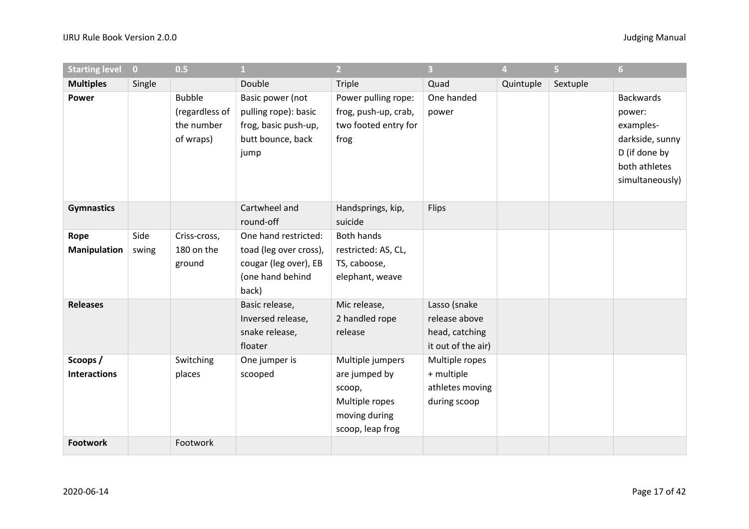| Starting level | 0 | 0.5 | 1 | 2 | 3 | 4 | 5 | 6 |
|---|---|---|---|---|---|---|---|---|
| **Multiples** | Single | | Double | Triple | Quad | Quintuple | Sextuple | |
| **Power** | | Bubble (regardless of the number of wraps) | Basic power (not pulling rope): basic frog, basic push-up, butt bounce, back jump | Power pulling rope: frog, push-up, crab, two footed entry for frog | One handed power | | | Backwards power: examples- darkside, sunny D (if done by both athletes simultaneously) |
| **Gymnastics** | | | Cartwheel and round-off | Handsprings, kip, suicide | Flips | | | |
| **Rope Manipulation** | Side swing | Criss-cross, 180 on the ground | One hand restricted: toad (leg over cross), cougar (leg over), EB (one hand behind back) | Both hands restricted: AS, CL, TS, caboose, elephant, weave | | | | |
| **Releases** | | | Basic release, Inversed release, snake release, floater | Mic release, 2 handled rope release | Lasso (snake release above head, catching it out of the air) | | | |
| **Scoops / Interactions** | | Switching places | One jumper is scooped | Multiple jumpers are jumped by scoop, Multiple ropes moving during scoop, leap frog | Multiple ropes + multiple athletes moving during scoop | | | |
| **Footwork** | | Footwork | | | | | | |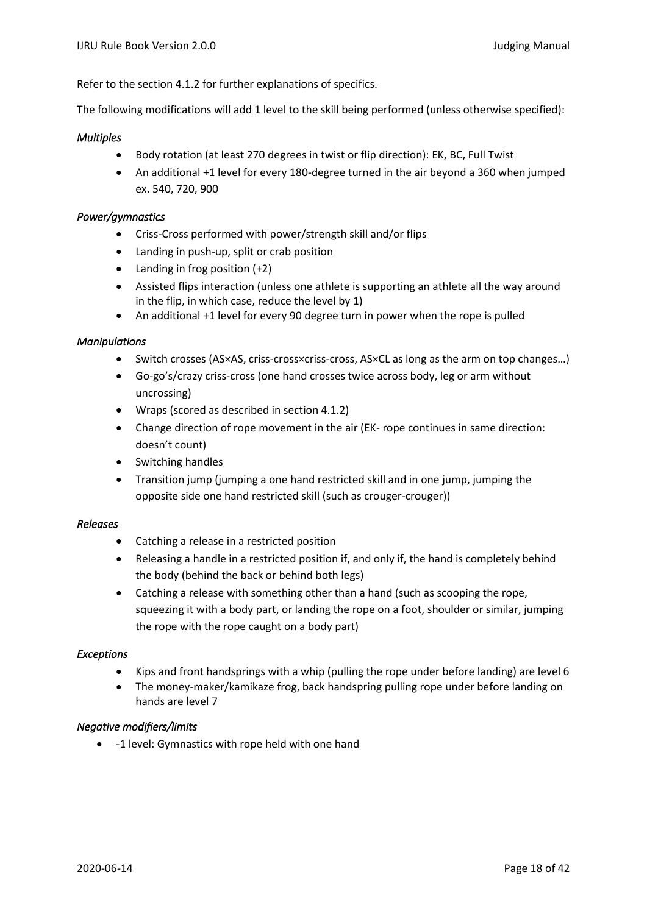Refer to the section 4.1.2 for further explanations of specifics.

The following modifications will add 1 level to the skill being performed (unless otherwise specified):

*Multiples*

- Body rotation (at least 270 degrees in twist or flip direction): EK, BC, Full Twist
- An additional +1 level for every 180-degree turned in the air beyond a 360 when jumped ex. 540, 720, 900

*Power/gymnastics*

- Criss-Cross performed with power/strength skill and/or flips
- Landing in push-up, split or crab position
- Landing in frog position (+2)
- Assisted flips interaction (unless one athlete is supporting an athlete all the way around in the flip, in which case, reduce the level by 1)
- An additional +1 level for every 90 degree turn in power when the rope is pulled

*Manipulations*

- Switch crosses (AS×AS, criss-cross×criss-cross, AS×CL as long as the arm on top changes…)
- Go-go's/crazy criss-cross (one hand crosses twice across body, leg or arm without uncrossing)
- Wraps (scored as described in section 4.1.2)
- Change direction of rope movement in the air (EK- rope continues in same direction: doesn't count)
- Switching handles
- Transition jump (jumping a one hand restricted skill and in one jump, jumping the opposite side one hand restricted skill (such as crouger-crouger))

*Releases*

- Catching a release in a restricted position
- Releasing a handle in a restricted position if, and only if, the hand is completely behind the body (behind the back or behind both legs)
- Catching a release with something other than a hand (such as scooping the rope, squeezing it with a body part, or landing the rope on a foot, shoulder or similar, jumping the rope with the rope caught on a body part)

*Exceptions*

- Kips and front handsprings with a whip (pulling the rope under before landing) are level 6
- The money-maker/kamikaze frog, back handspring pulling rope under before landing on hands are level 7

*Negative modifiers/limits*

- -1 level: Gymnastics with rope held with one hand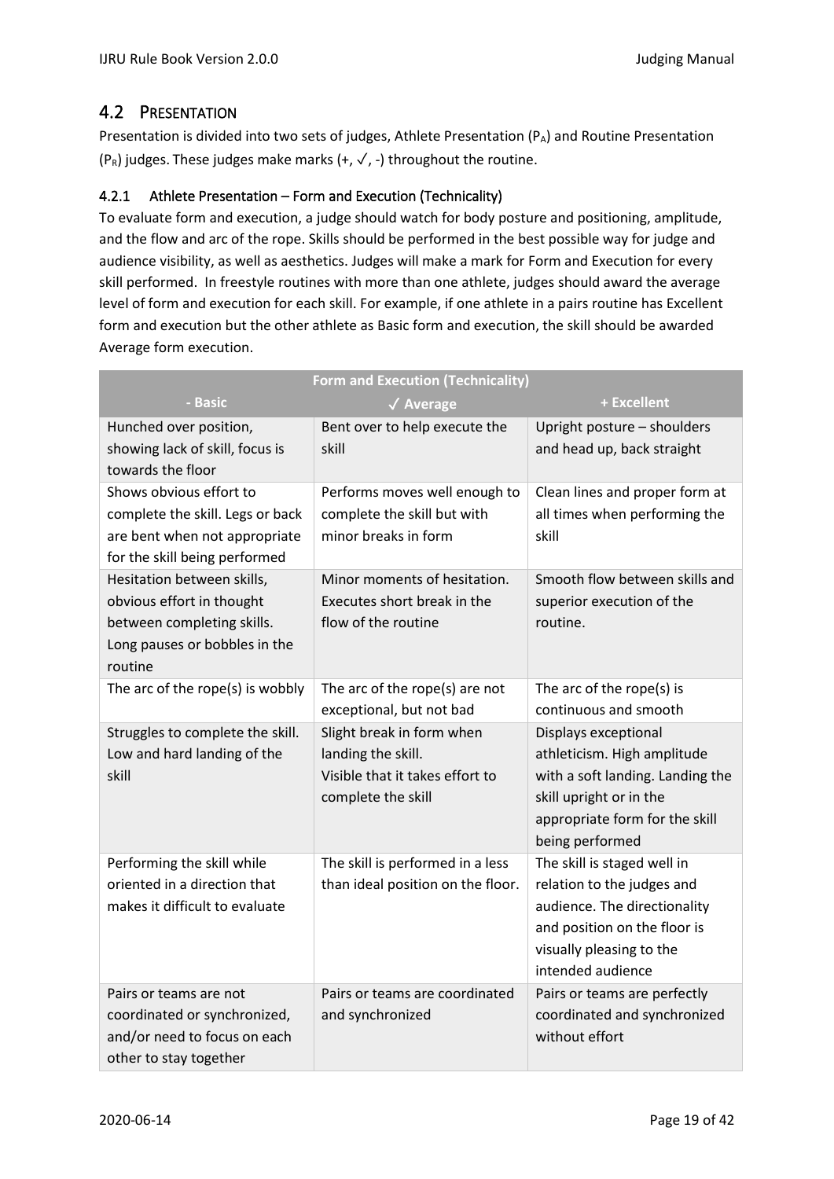## 4.2 PRESENTATION

Presentation is divided into two sets of judges, Athlete Presentation ($P_A$) and Routine Presentation ($P_R$) judges. These judges make marks (+, ✓, -) throughout the routine.

### 4.2.1 Athlete Presentation – Form and Execution (Technicality)

To evaluate form and execution, a judge should watch for body posture and positioning, amplitude, and the flow and arc of the rope. Skills should be performed in the best possible way for judge and audience visibility, as well as aesthetics. Judges will make a mark for Form and Execution for every skill performed. In freestyle routines with more than one athlete, judges should award the average level of form and execution for each skill. For example, if one athlete in a pairs routine has Excellent form and execution but the other athlete as Basic form and execution, the skill should be awarded Average form execution.

| Form and Execution (Technicality) | | |
|---|---|---|
| **- Basic** | **✓ Average** | **+ Excellent** |
| Hunched over position, showing lack of skill, focus is towards the floor | Bent over to help execute the skill | Upright posture – shoulders and head up, back straight |
| Shows obvious effort to complete the skill. Legs or back are bent when not appropriate for the skill being performed | Performs moves well enough to complete the skill but with minor breaks in form | Clean lines and proper form at all times when performing the skill |
| Hesitation between skills, obvious effort in thought between completing skills. Long pauses or bobbles in the routine | Minor moments of hesitation. Executes short break in the flow of the routine | Smooth flow between skills and superior execution of the routine. |
| The arc of the rope(s) is wobbly | The arc of the rope(s) are not exceptional, but not bad | The arc of the rope(s) is continuous and smooth |
| Struggles to complete the skill. Low and hard landing of the skill | Slight break in form when landing the skill. Visible that it takes effort to complete the skill | Displays exceptional athleticism. High amplitude with a soft landing. Landing the skill upright or in the appropriate form for the skill being performed |
| Performing the skill while oriented in a direction that makes it difficult to evaluate | The skill is performed in a less than ideal position on the floor. | The skill is staged well in relation to the judges and audience. The directionality and position on the floor is visually pleasing to the intended audience |
| Pairs or teams are not coordinated or synchronized, and/or need to focus on each other to stay together | Pairs or teams are coordinated and synchronized | Pairs or teams are perfectly coordinated and synchronized without effort |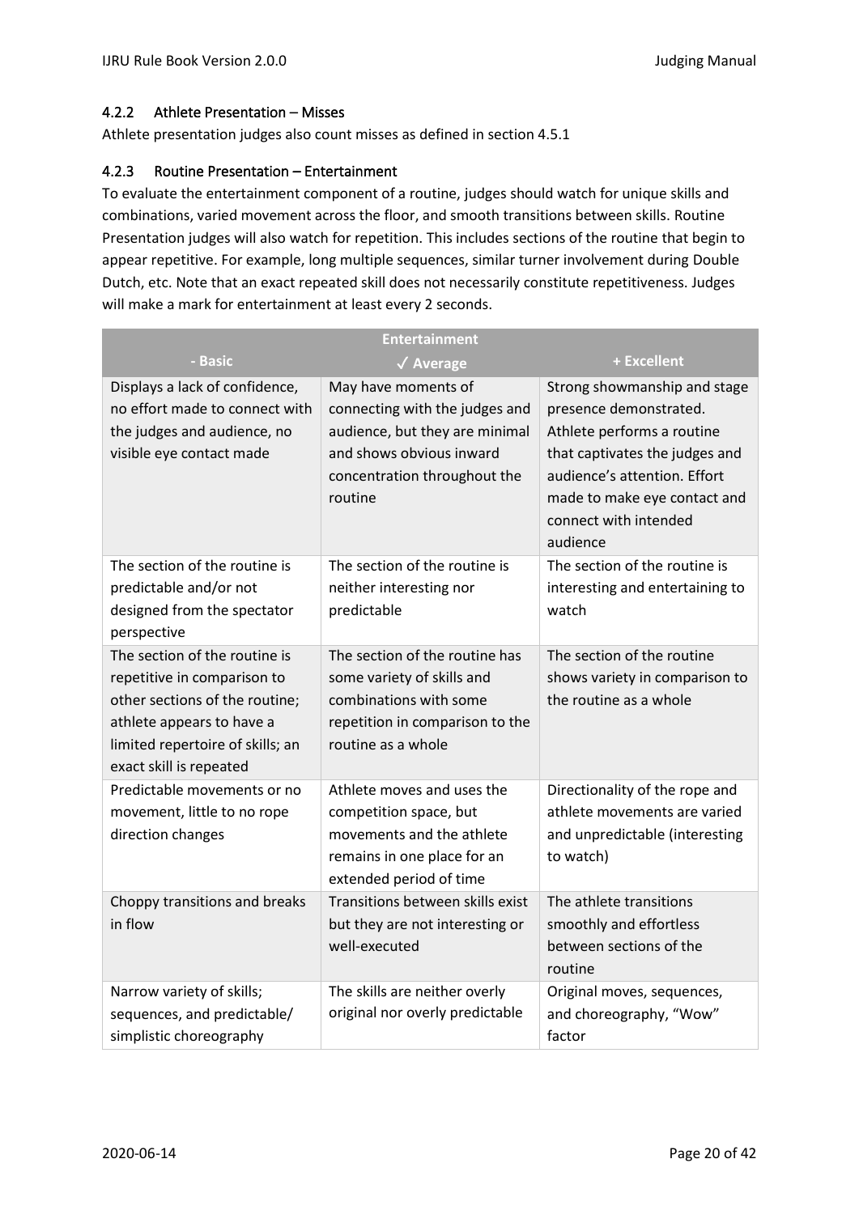#### 4.2.2 Athlete Presentation – Misses

Athlete presentation judges also count misses as defined in section 4.5.1

#### 4.2.3 Routine Presentation – Entertainment

To evaluate the entertainment component of a routine, judges should watch for unique skills and combinations, varied movement across the floor, and smooth transitions between skills. Routine Presentation judges will also watch for repetition. This includes sections of the routine that begin to appear repetitive. For example, long multiple sequences, similar turner involvement during Double Dutch, etc. Note that an exact repeated skill does not necessarily constitute repetitiveness. Judges will make a mark for entertainment at least every 2 seconds.

| Entertainment | | |
|---|---|---|
| **- Basic** | **✓ Average** | **+ Excellent** |
| Displays a lack of confidence, no effort made to connect with the judges and audience, no visible eye contact made | May have moments of connecting with the judges and audience, but they are minimal and shows obvious inward concentration throughout the routine | Strong showmanship and stage presence demonstrated. Athlete performs a routine that captivates the judges and audience's attention. Effort made to make eye contact and connect with intended audience |
| The section of the routine is predictable and/or not designed from the spectator perspective | The section of the routine is neither interesting nor predictable | The section of the routine is interesting and entertaining to watch |
| The section of the routine is repetitive in comparison to other sections of the routine; athlete appears to have a limited repertoire of skills; an exact skill is repeated | The section of the routine has some variety of skills and combinations with some repetition in comparison to the routine as a whole | The section of the routine shows variety in comparison to the routine as a whole |
| Predictable movements or no movement, little to no rope direction changes | Athlete moves and uses the competition space, but movements and the athlete remains in one place for an extended period of time | Directionality of the rope and athlete movements are varied and unpredictable (interesting to watch) |
| Choppy transitions and breaks in flow | Transitions between skills exist but they are not interesting or well-executed | The athlete transitions smoothly and effortless between sections of the routine |
| Narrow variety of skills; sequences, and predictable/ simplistic choreography | The skills are neither overly original nor overly predictable | Original moves, sequences, and choreography, "Wow" factor |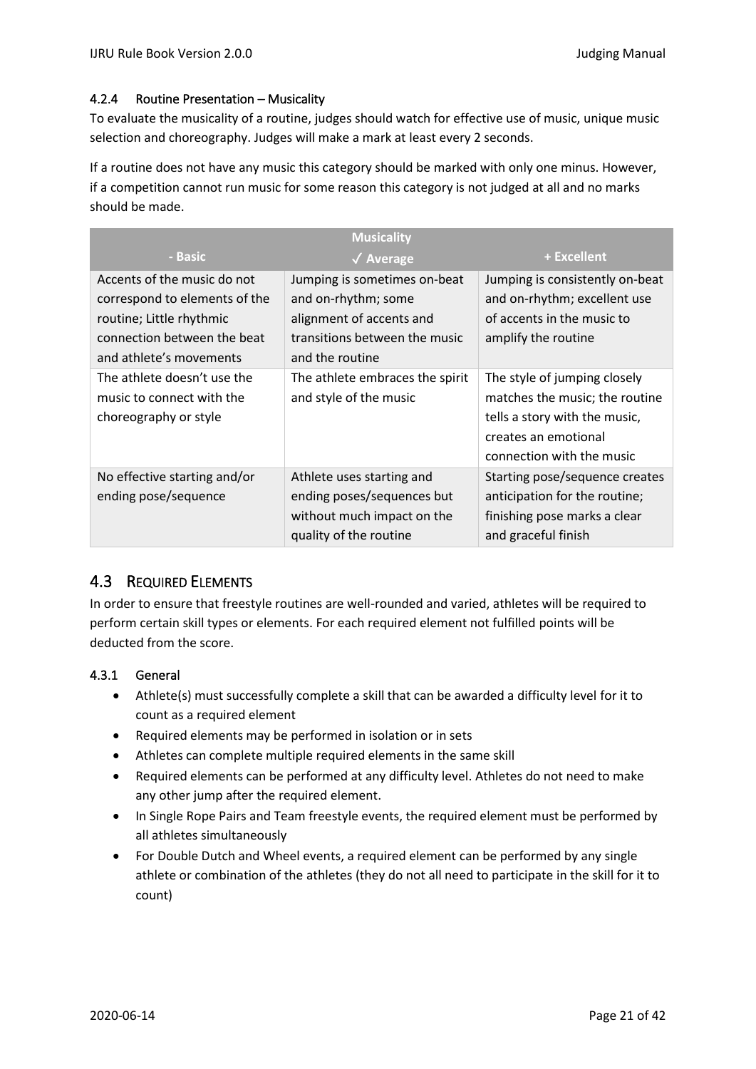#### 4.2.4 Routine Presentation – Musicality

To evaluate the musicality of a routine, judges should watch for effective use of music, unique music selection and choreography. Judges will make a mark at least every 2 seconds.

If a routine does not have any music this category should be marked with only one minus. However, if a competition cannot run music for some reason this category is not judged at all and no marks should be made.

| | Musicality | |
|---|---|---|
| - Basic | ✓ Average | + Excellent |
| Accents of the music do not correspond to elements of the routine; Little rhythmic connection between the beat and athlete's movements | Jumping is sometimes on-beat and on-rhythm; some alignment of accents and transitions between the music and the routine | Jumping is consistently on-beat and on-rhythm; excellent use of accents in the music to amplify the routine |
| The athlete doesn't use the music to connect with the choreography or style | The athlete embraces the spirit and style of the music | The style of jumping closely matches the music; the routine tells a story with the music, creates an emotional connection with the music |
| No effective starting and/or ending pose/sequence | Athlete uses starting and ending poses/sequences but without much impact on the quality of the routine | Starting pose/sequence creates anticipation for the routine; finishing pose marks a clear and graceful finish |

## 4.3 Required Elements

In order to ensure that freestyle routines are well-rounded and varied, athletes will be required to perform certain skill types or elements. For each required element not fulfilled points will be deducted from the score.

#### 4.3.1 General

- Athlete(s) must successfully complete a skill that can be awarded a difficulty level for it to count as a required element
- Required elements may be performed in isolation or in sets
- Athletes can complete multiple required elements in the same skill
- Required elements can be performed at any difficulty level. Athletes do not need to make any other jump after the required element.
- In Single Rope Pairs and Team freestyle events, the required element must be performed by all athletes simultaneously
- For Double Dutch and Wheel events, a required element can be performed by any single athlete or combination of the athletes (they do not all need to participate in the skill for it to count)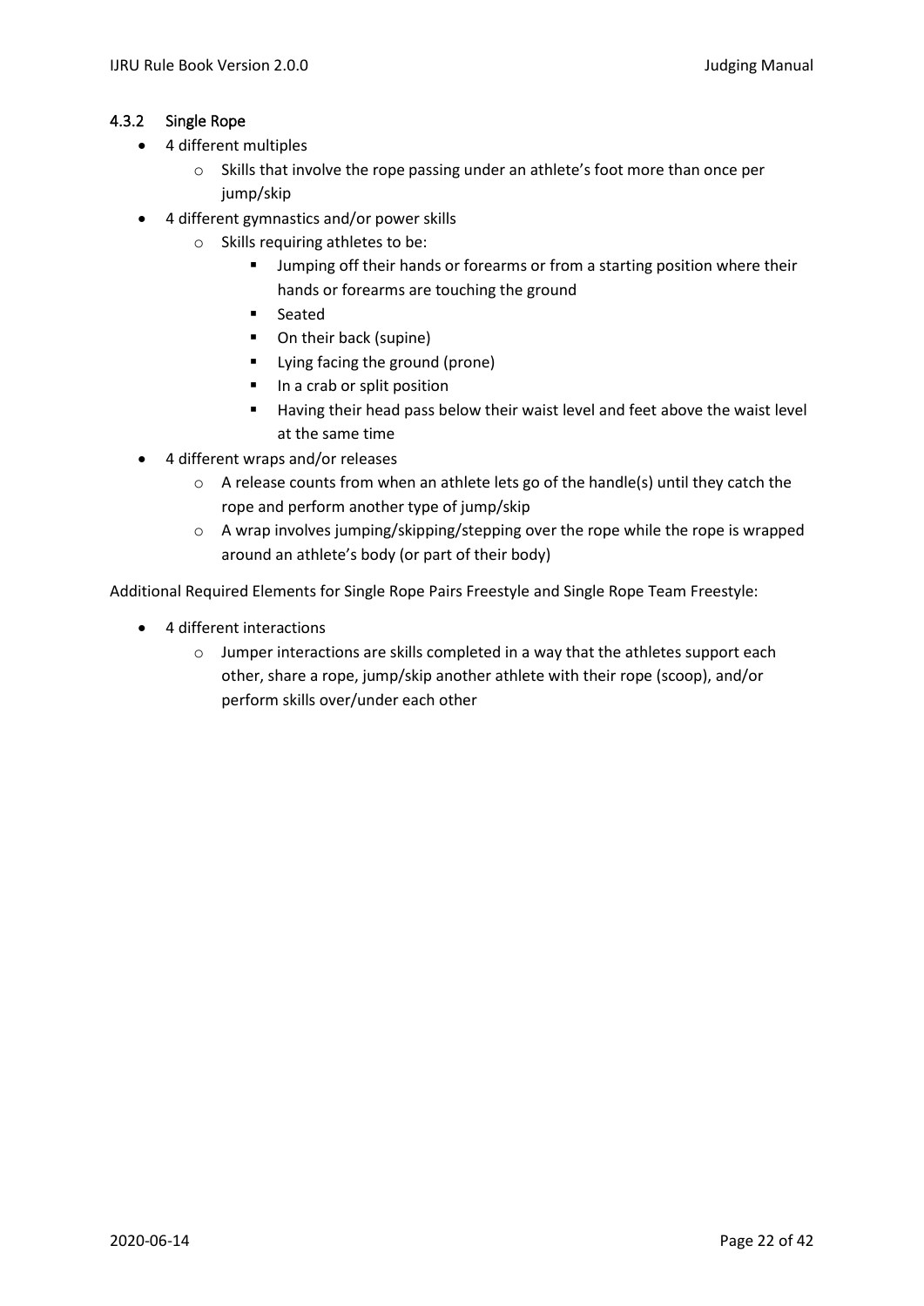#### 4.3.2 Single Rope

- 4 different multiples
  - Skills that involve the rope passing under an athlete's foot more than once per jump/skip
- 4 different gymnastics and/or power skills
  - Skills requiring athletes to be:
    - Jumping off their hands or forearms or from a starting position where their hands or forearms are touching the ground
    - Seated
    - On their back (supine)
    - Lying facing the ground (prone)
    - In a crab or split position
    - Having their head pass below their waist level and feet above the waist level at the same time
- 4 different wraps and/or releases
  - A release counts from when an athlete lets go of the handle(s) until they catch the rope and perform another type of jump/skip
  - A wrap involves jumping/skipping/stepping over the rope while the rope is wrapped around an athlete's body (or part of their body)

Additional Required Elements for Single Rope Pairs Freestyle and Single Rope Team Freestyle:

- 4 different interactions
  - Jumper interactions are skills completed in a way that the athletes support each other, share a rope, jump/skip another athlete with their rope (scoop), and/or perform skills over/under each other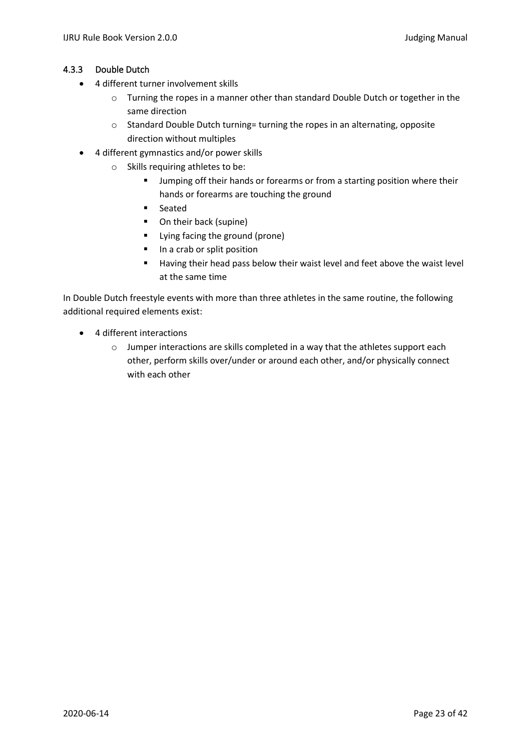#### 4.3.3 Double Dutch

- 4 different turner involvement skills
    - Turning the ropes in a manner other than standard Double Dutch or together in the same direction
    - Standard Double Dutch turning= turning the ropes in an alternating, opposite direction without multiples
- 4 different gymnastics and/or power skills
    - Skills requiring athletes to be:
        - Jumping off their hands or forearms or from a starting position where their hands or forearms are touching the ground
        - Seated
        - On their back (supine)
        - Lying facing the ground (prone)
        - In a crab or split position
        - Having their head pass below their waist level and feet above the waist level at the same time

In Double Dutch freestyle events with more than three athletes in the same routine, the following additional required elements exist:

- 4 different interactions
    - Jumper interactions are skills completed in a way that the athletes support each other, perform skills over/under or around each other, and/or physically connect with each other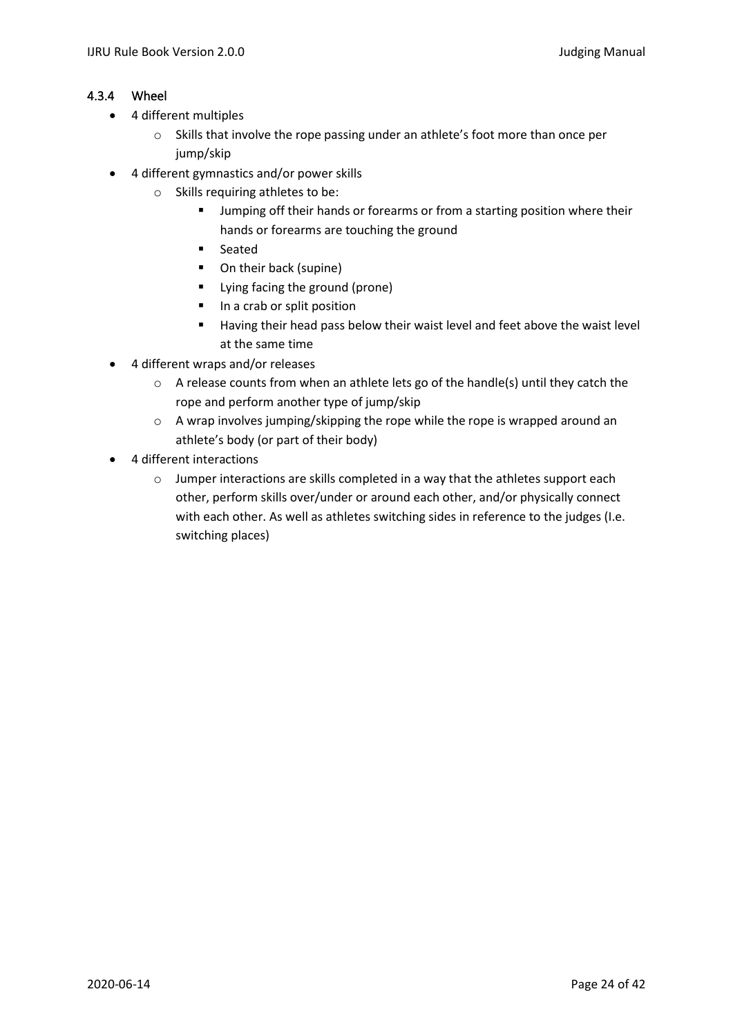### 4.3.4 Wheel

- 4 different multiples
  - Skills that involve the rope passing under an athlete's foot more than once per jump/skip
- 4 different gymnastics and/or power skills
  - Skills requiring athletes to be:
    - Jumping off their hands or forearms or from a starting position where their hands or forearms are touching the ground
    - Seated
    - On their back (supine)
    - Lying facing the ground (prone)
    - In a crab or split position
    - Having their head pass below their waist level and feet above the waist level at the same time
- 4 different wraps and/or releases
  - A release counts from when an athlete lets go of the handle(s) until they catch the rope and perform another type of jump/skip
  - A wrap involves jumping/skipping the rope while the rope is wrapped around an athlete's body (or part of their body)
- 4 different interactions
  - Jumper interactions are skills completed in a way that the athletes support each other, perform skills over/under or around each other, and/or physically connect with each other. As well as athletes switching sides in reference to the judges (I.e. switching places)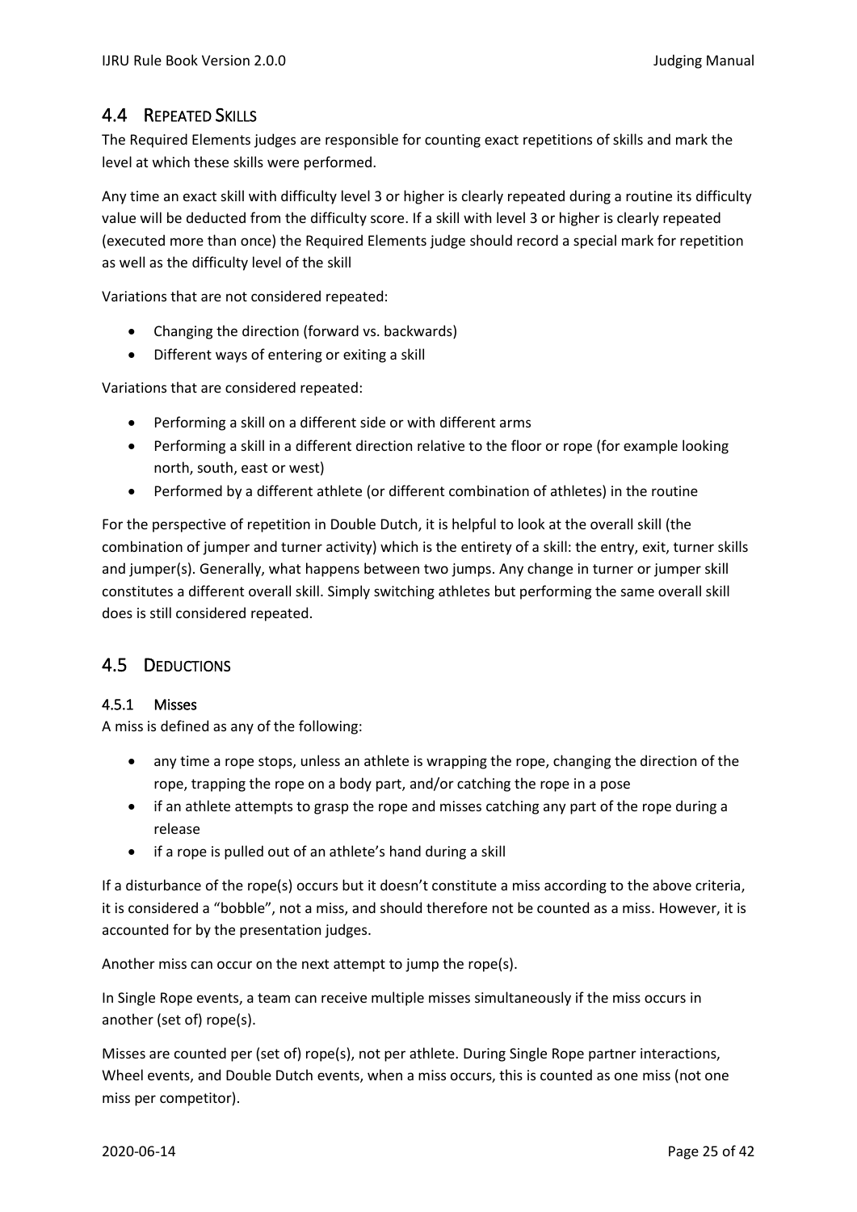## 4.4 Repeated Skills

The Required Elements judges are responsible for counting exact repetitions of skills and mark the level at which these skills were performed.

Any time an exact skill with difficulty level 3 or higher is clearly repeated during a routine its difficulty value will be deducted from the difficulty score. If a skill with level 3 or higher is clearly repeated (executed more than once) the Required Elements judge should record a special mark for repetition as well as the difficulty level of the skill

Variations that are not considered repeated:

- Changing the direction (forward vs. backwards)
- Different ways of entering or exiting a skill

Variations that are considered repeated:

- Performing a skill on a different side or with different arms
- Performing a skill in a different direction relative to the floor or rope (for example looking north, south, east or west)
- Performed by a different athlete (or different combination of athletes) in the routine

For the perspective of repetition in Double Dutch, it is helpful to look at the overall skill (the combination of jumper and turner activity) which is the entirety of a skill: the entry, exit, turner skills and jumper(s). Generally, what happens between two jumps. Any change in turner or jumper skill constitutes a different overall skill. Simply switching athletes but performing the same overall skill does is still considered repeated.

## 4.5 Deductions

### 4.5.1 Misses

A miss is defined as any of the following:

- any time a rope stops, unless an athlete is wrapping the rope, changing the direction of the rope, trapping the rope on a body part, and/or catching the rope in a pose
- if an athlete attempts to grasp the rope and misses catching any part of the rope during a release
- if a rope is pulled out of an athlete's hand during a skill

If a disturbance of the rope(s) occurs but it doesn't constitute a miss according to the above criteria, it is considered a "bobble", not a miss, and should therefore not be counted as a miss. However, it is accounted for by the presentation judges.

Another miss can occur on the next attempt to jump the rope(s).

In Single Rope events, a team can receive multiple misses simultaneously if the miss occurs in another (set of) rope(s).

Misses are counted per (set of) rope(s), not per athlete. During Single Rope partner interactions, Wheel events, and Double Dutch events, when a miss occurs, this is counted as one miss (not one miss per competitor).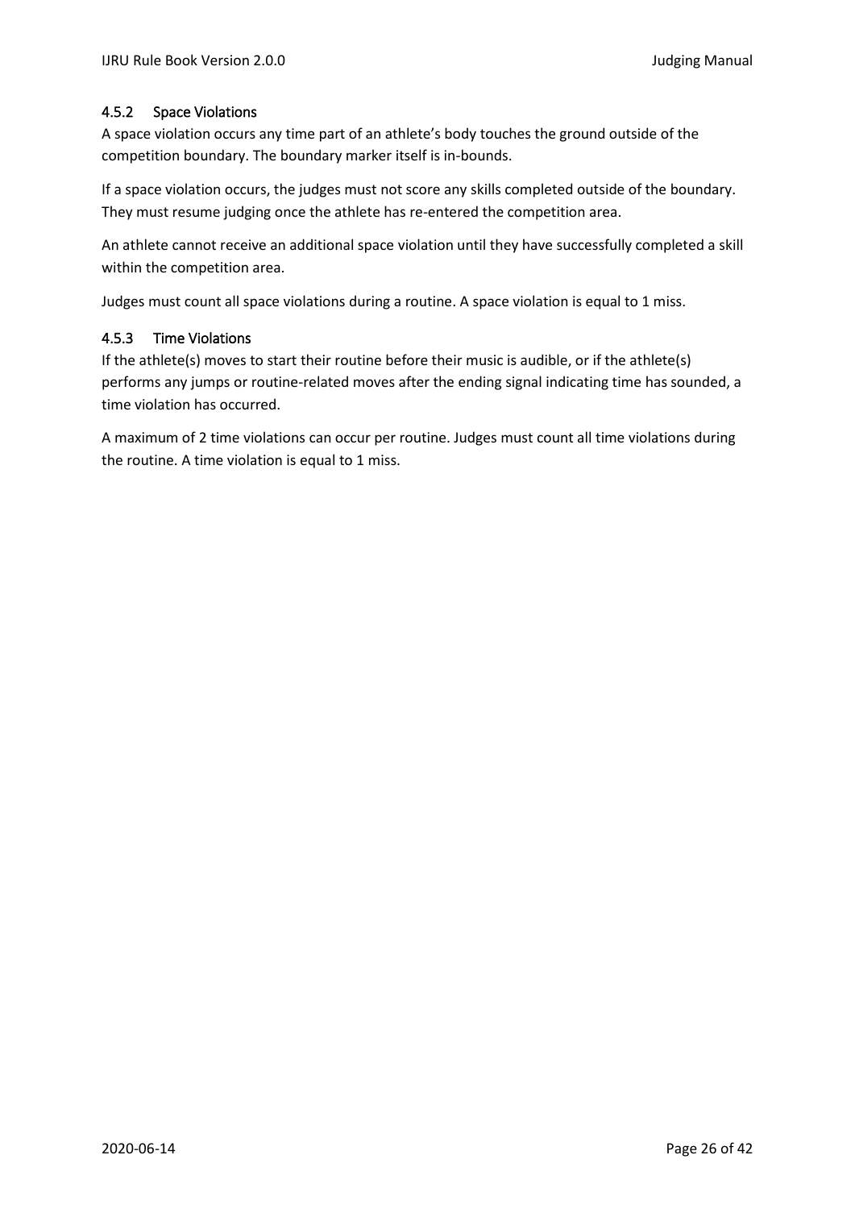#### 4.5.2 Space Violations

A space violation occurs any time part of an athlete's body touches the ground outside of the competition boundary. The boundary marker itself is in-bounds.

If a space violation occurs, the judges must not score any skills completed outside of the boundary. They must resume judging once the athlete has re-entered the competition area.

An athlete cannot receive an additional space violation until they have successfully completed a skill within the competition area.

Judges must count all space violations during a routine. A space violation is equal to 1 miss.

#### 4.5.3 Time Violations

If the athlete(s) moves to start their routine before their music is audible, or if the athlete(s) performs any jumps or routine-related moves after the ending signal indicating time has sounded, a time violation has occurred.

A maximum of 2 time violations can occur per routine. Judges must count all time violations during the routine. A time violation is equal to 1 miss.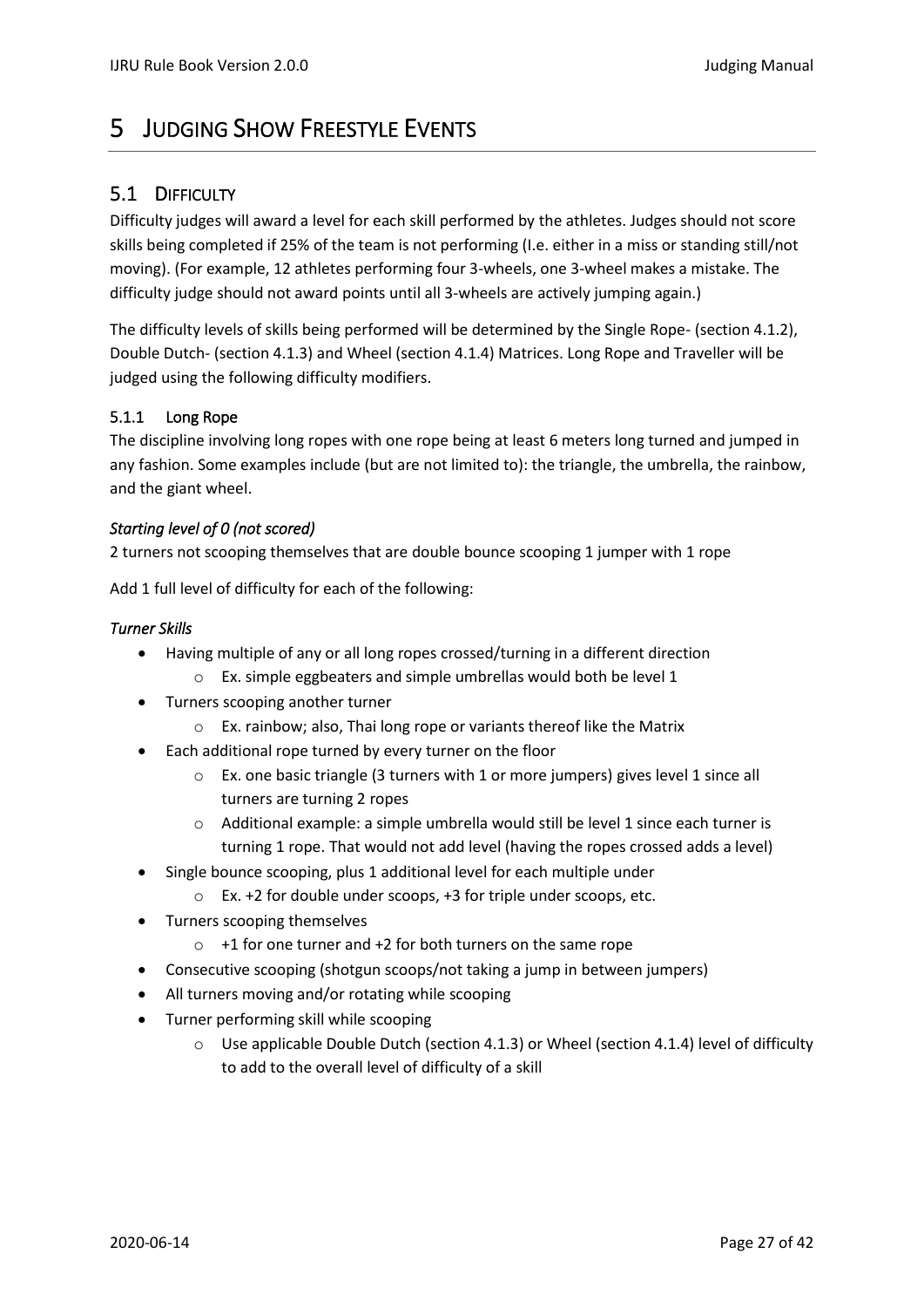# 5 Judging Show Freestyle Events

## 5.1 Difficulty

Difficulty judges will award a level for each skill performed by the athletes. Judges should not score skills being completed if 25% of the team is not performing (I.e. either in a miss or standing still/not moving). (For example, 12 athletes performing four 3-wheels, one 3-wheel makes a mistake. The difficulty judge should not award points until all 3-wheels are actively jumping again.)

The difficulty levels of skills being performed will be determined by the Single Rope- (section 4.1.2), Double Dutch- (section 4.1.3) and Wheel (section 4.1.4) Matrices. Long Rope and Traveller will be judged using the following difficulty modifiers.

### 5.1.1 Long Rope

The discipline involving long ropes with one rope being at least 6 meters long turned and jumped in any fashion. Some examples include (but are not limited to): the triangle, the umbrella, the rainbow, and the giant wheel.

*Starting level of 0 (not scored)*

2 turners not scooping themselves that are double bounce scooping 1 jumper with 1 rope

Add 1 full level of difficulty for each of the following:

*Turner Skills*

- Having multiple of any or all long ropes crossed/turning in a different direction
  - Ex. simple eggbeaters and simple umbrellas would both be level 1
- Turners scooping another turner
  - Ex. rainbow; also, Thai long rope or variants thereof like the Matrix
- Each additional rope turned by every turner on the floor
  - Ex. one basic triangle (3 turners with 1 or more jumpers) gives level 1 since all turners are turning 2 ropes
  - Additional example: a simple umbrella would still be level 1 since each turner is turning 1 rope. That would not add level (having the ropes crossed adds a level)
- Single bounce scooping, plus 1 additional level for each multiple under
  - Ex. +2 for double under scoops, +3 for triple under scoops, etc.
- Turners scooping themselves
  - +1 for one turner and +2 for both turners on the same rope
- Consecutive scooping (shotgun scoops/not taking a jump in between jumpers)
- All turners moving and/or rotating while scooping
- Turner performing skill while scooping
  - Use applicable Double Dutch (section 4.1.3) or Wheel (section 4.1.4) level of difficulty to add to the overall level of difficulty of a skill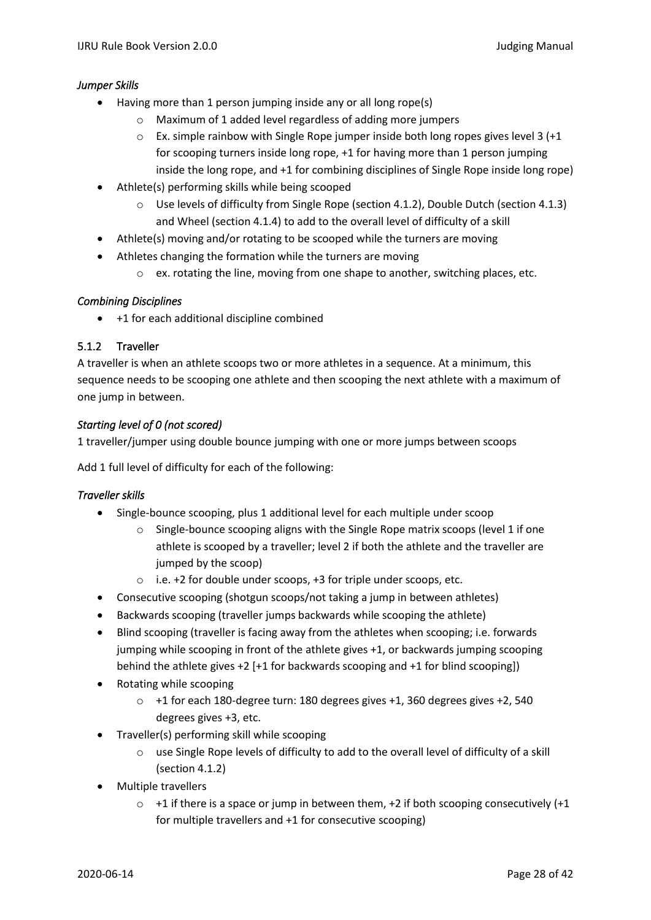*Jumper Skills*

- Having more than 1 person jumping inside any or all long rope(s)
    - Maximum of 1 added level regardless of adding more jumpers
    - Ex. simple rainbow with Single Rope jumper inside both long ropes gives level 3 (+1 for scooping turners inside long rope, +1 for having more than 1 person jumping inside the long rope, and +1 for combining disciplines of Single Rope inside long rope)
- Athlete(s) performing skills while being scooped
    - Use levels of difficulty from Single Rope (section 4.1.2), Double Dutch (section 4.1.3) and Wheel (section 4.1.4) to add to the overall level of difficulty of a skill
- Athlete(s) moving and/or rotating to be scooped while the turners are moving
- Athletes changing the formation while the turners are moving
    - ex. rotating the line, moving from one shape to another, switching places, etc.

*Combining Disciplines*

- +1 for each additional discipline combined

### 5.1.2 Traveller

A traveller is when an athlete scoops two or more athletes in a sequence. At a minimum, this sequence needs to be scooping one athlete and then scooping the next athlete with a maximum of one jump in between.

*Starting level of 0 (not scored)*

1 traveller/jumper using double bounce jumping with one or more jumps between scoops

Add 1 full level of difficulty for each of the following:

*Traveller skills*

- Single-bounce scooping, plus 1 additional level for each multiple under scoop
    - Single-bounce scooping aligns with the Single Rope matrix scoops (level 1 if one athlete is scooped by a traveller; level 2 if both the athlete and the traveller are jumped by the scoop)
    - i.e. +2 for double under scoops, +3 for triple under scoops, etc.
- Consecutive scooping (shotgun scoops/not taking a jump in between athletes)
- Backwards scooping (traveller jumps backwards while scooping the athlete)
- Blind scooping (traveller is facing away from the athletes when scooping; i.e. forwards jumping while scooping in front of the athlete gives +1, or backwards jumping scooping behind the athlete gives +2 [+1 for backwards scooping and +1 for blind scooping])
- Rotating while scooping
    - +1 for each 180-degree turn: 180 degrees gives +1, 360 degrees gives +2, 540 degrees gives +3, etc.
- Traveller(s) performing skill while scooping
    - use Single Rope levels of difficulty to add to the overall level of difficulty of a skill (section 4.1.2)
- Multiple travellers
    - +1 if there is a space or jump in between them, +2 if both scooping consecutively (+1 for multiple travellers and +1 for consecutive scooping)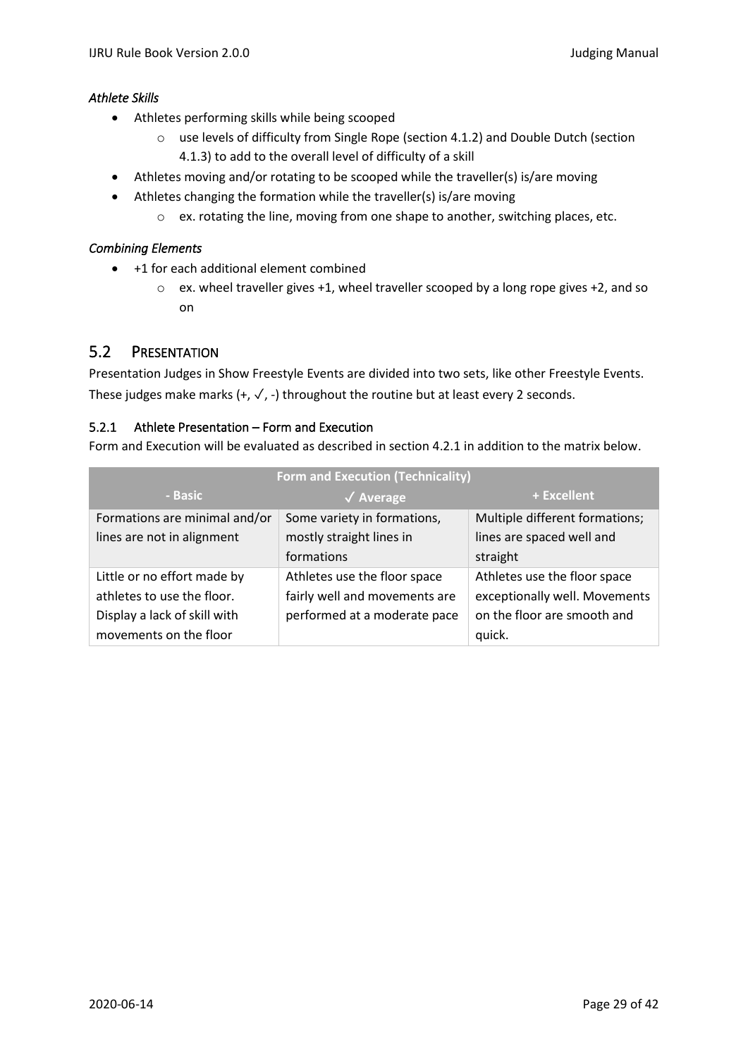*Athlete Skills*

- Athletes performing skills while being scooped
    - use levels of difficulty from Single Rope (section 4.1.2) and Double Dutch (section 4.1.3) to add to the overall level of difficulty of a skill
- Athletes moving and/or rotating to be scooped while the traveller(s) is/are moving
- Athletes changing the formation while the traveller(s) is/are moving
    - ex. rotating the line, moving from one shape to another, switching places, etc.

*Combining Elements*

- +1 for each additional element combined
    - ex. wheel traveller gives +1, wheel traveller scooped by a long rope gives +2, and so on

## 5.2 Presentation

Presentation Judges in Show Freestyle Events are divided into two sets, like other Freestyle Events. These judges make marks (+, ✓, -) throughout the routine but at least every 2 seconds.

### 5.2.1 Athlete Presentation – Form and Execution

Form and Execution will be evaluated as described in section 4.2.1 in addition to the matrix below.

| Form and Execution (Technicality) | | |
|---|---|---|
| **- Basic** | **✓ Average** | **+ Excellent** |
| Formations are minimal and/or lines are not in alignment | Some variety in formations, mostly straight lines in formations | Multiple different formations; lines are spaced well and straight |
| Little or no effort made by athletes to use the floor. Display a lack of skill with movements on the floor | Athletes use the floor space fairly well and movements are performed at a moderate pace | Athletes use the floor space exceptionally well. Movements on the floor are smooth and quick. |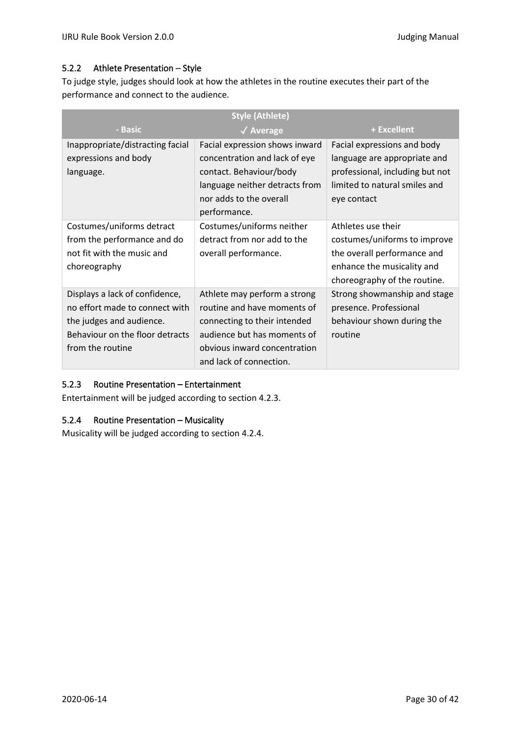### 5.2.2 Athlete Presentation – Style

To judge style, judges should look at how the athletes in the routine executes their part of the performance and connect to the audience.

| Style (Athlete) | | |
|---|---|---|
| **- Basic** | **✓ Average** | **+ Excellent** |
| Inappropriate/distracting facial expressions and body language. | Facial expression shows inward concentration and lack of eye contact. Behaviour/body language neither detracts from nor adds to the overall performance. | Facial expressions and body language are appropriate and professional, including but not limited to natural smiles and eye contact |
| Costumes/uniforms detract from the performance and do not fit with the music and choreography | Costumes/uniforms neither detract from nor add to the overall performance. | Athletes use their costumes/uniforms to improve the overall performance and enhance the musicality and choreography of the routine. |
| Displays a lack of confidence, no effort made to connect with the judges and audience. Behaviour on the floor detracts from the routine | Athlete may perform a strong routine and have moments of connecting to their intended audience but has moments of obvious inward concentration and lack of connection. | Strong showmanship and stage presence. Professional behaviour shown during the routine |

### 5.2.3 Routine Presentation – Entertainment

Entertainment will be judged according to section 4.2.3.

### 5.2.4 Routine Presentation – Musicality

Musicality will be judged according to section 4.2.4.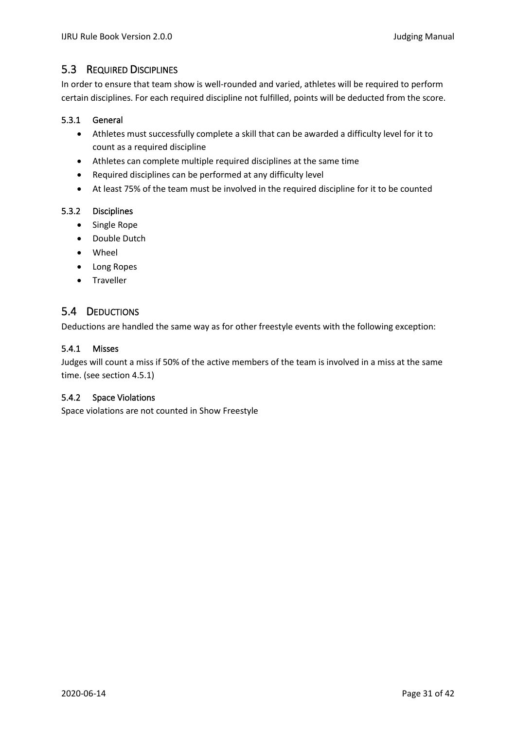## 5.3 Required Disciplines

In order to ensure that team show is well-rounded and varied, athletes will be required to perform certain disciplines. For each required discipline not fulfilled, points will be deducted from the score.

### 5.3.1 General

- Athletes must successfully complete a skill that can be awarded a difficulty level for it to count as a required discipline
- Athletes can complete multiple required disciplines at the same time
- Required disciplines can be performed at any difficulty level
- At least 75% of the team must be involved in the required discipline for it to be counted

### 5.3.2 Disciplines

- Single Rope
- Double Dutch
- Wheel
- Long Ropes
- Traveller

## 5.4 Deductions

Deductions are handled the same way as for other freestyle events with the following exception:

### 5.4.1 Misses

Judges will count a miss if 50% of the active members of the team is involved in a miss at the same time. (see section 4.5.1)

### 5.4.2 Space Violations

Space violations are not counted in Show Freestyle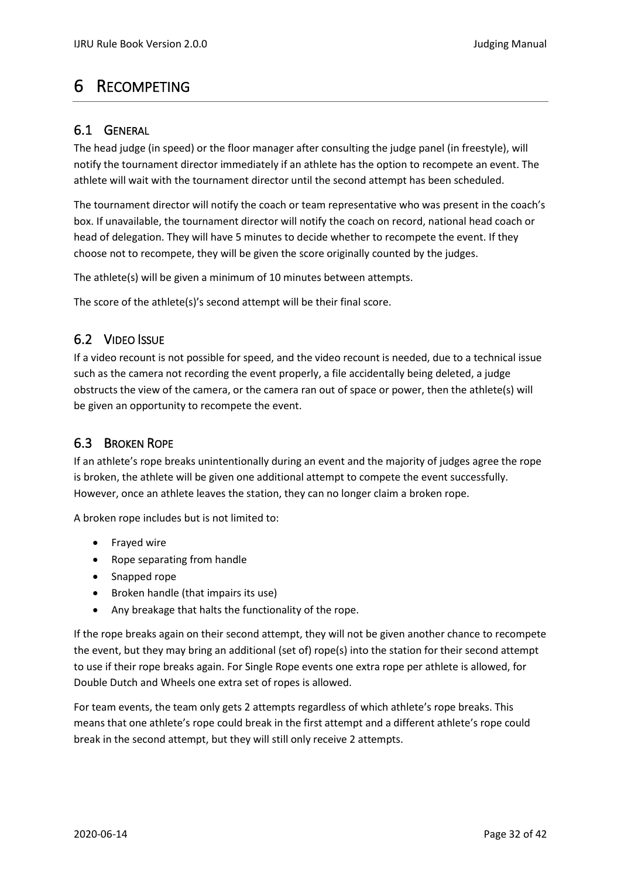# 6 RECOMPETING

## 6.1 GENERAL

The head judge (in speed) or the floor manager after consulting the judge panel (in freestyle), will notify the tournament director immediately if an athlete has the option to recompete an event. The athlete will wait with the tournament director until the second attempt has been scheduled.

The tournament director will notify the coach or team representative who was present in the coach's box. If unavailable, the tournament director will notify the coach on record, national head coach or head of delegation. They will have 5 minutes to decide whether to recompete the event. If they choose not to recompete, they will be given the score originally counted by the judges.

The athlete(s) will be given a minimum of 10 minutes between attempts.

The score of the athlete(s)'s second attempt will be their final score.

## 6.2 VIDEO ISSUE

If a video recount is not possible for speed, and the video recount is needed, due to a technical issue such as the camera not recording the event properly, a file accidentally being deleted, a judge obstructs the view of the camera, or the camera ran out of space or power, then the athlete(s) will be given an opportunity to recompete the event.

## 6.3 BROKEN ROPE

If an athlete's rope breaks unintentionally during an event and the majority of judges agree the rope is broken, the athlete will be given one additional attempt to compete the event successfully. However, once an athlete leaves the station, they can no longer claim a broken rope.

A broken rope includes but is not limited to:

- Frayed wire
- Rope separating from handle
- Snapped rope
- Broken handle (that impairs its use)
- Any breakage that halts the functionality of the rope.

If the rope breaks again on their second attempt, they will not be given another chance to recompete the event, but they may bring an additional (set of) rope(s) into the station for their second attempt to use if their rope breaks again. For Single Rope events one extra rope per athlete is allowed, for Double Dutch and Wheels one extra set of ropes is allowed.

For team events, the team only gets 2 attempts regardless of which athlete's rope breaks. This means that one athlete's rope could break in the first attempt and a different athlete's rope could break in the second attempt, but they will still only receive 2 attempts.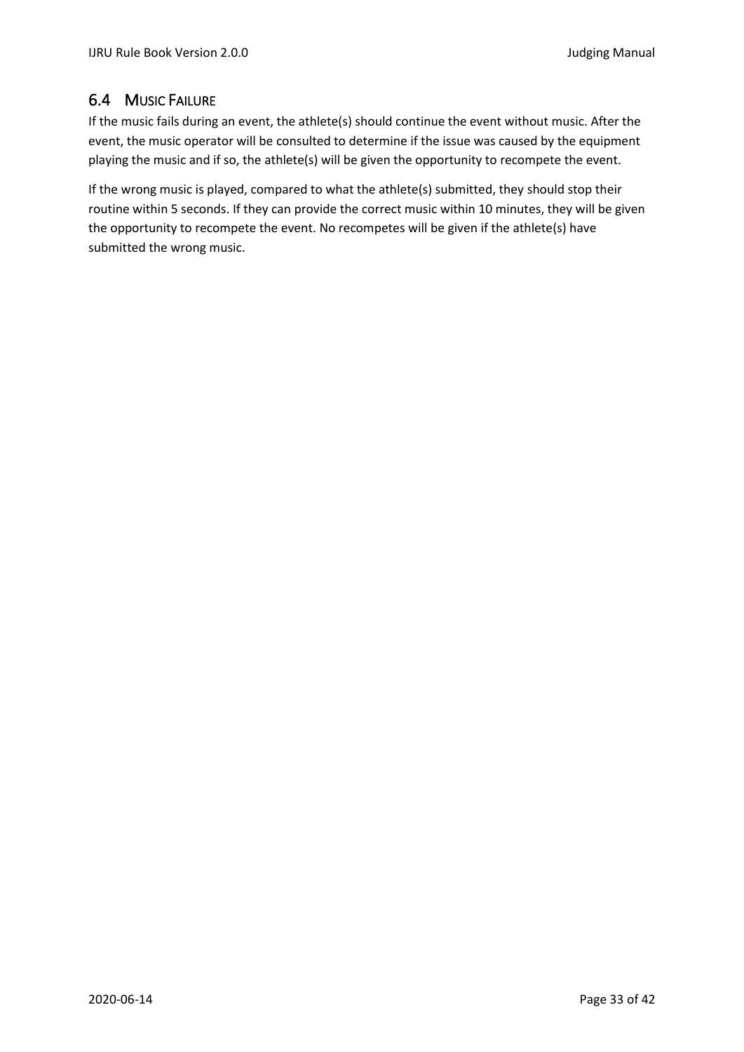## 6.4 Music Failure

If the music fails during an event, the athlete(s) should continue the event without music. After the event, the music operator will be consulted to determine if the issue was caused by the equipment playing the music and if so, the athlete(s) will be given the opportunity to recompete the event.

If the wrong music is played, compared to what the athlete(s) submitted, they should stop their routine within 5 seconds. If they can provide the correct music within 10 minutes, they will be given the opportunity to recompete the event. No recompetes will be given if the athlete(s) have submitted the wrong music.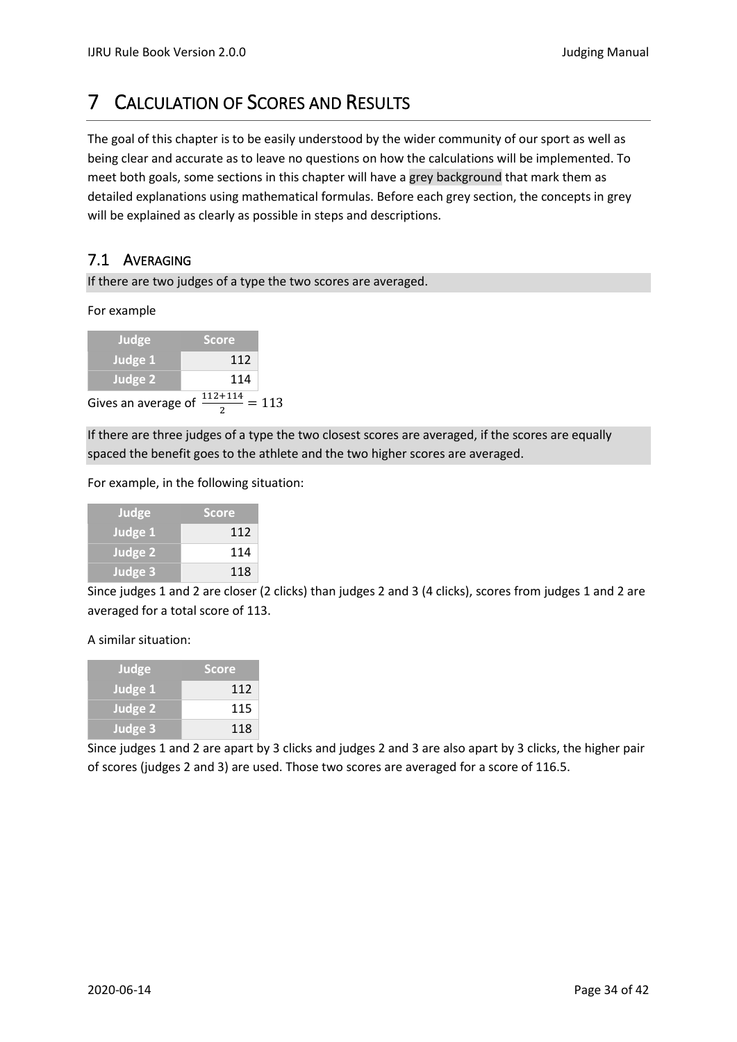# 7 Calculation of Scores and Results

The goal of this chapter is to be easily understood by the wider community of our sport as well as being clear and accurate as to leave no questions on how the calculations will be implemented. To meet both goals, some sections in this chapter will have a grey background that mark them as detailed explanations using mathematical formulas. Before each grey section, the concepts in grey will be explained as clearly as possible in steps and descriptions.

## 7.1 Averaging

If there are two judges of a type the two scores are averaged.

For example

| Judge | Score |
|---|---|
| Judge 1 | 112 |
| Judge 2 | 114 |

Gives an average of $\frac{112+114}{2} = 113$

If there are three judges of a type the two closest scores are averaged, if the scores are equally spaced the benefit goes to the athlete and the two higher scores are averaged.

For example, in the following situation:

| Judge | Score |
|---|---|
| Judge 1 | 112 |
| Judge 2 | 114 |
| Judge 3 | 118 |

Since judges 1 and 2 are closer (2 clicks) than judges 2 and 3 (4 clicks), scores from judges 1 and 2 are averaged for a total score of 113.

A similar situation:

| Judge | Score |
|---|---|
| Judge 1 | 112 |
| Judge 2 | 115 |
| Judge 3 | 118 |

Since judges 1 and 2 are apart by 3 clicks and judges 2 and 3 are also apart by 3 clicks, the higher pair of scores (judges 2 and 3) are used. Those two scores are averaged for a score of 116.5.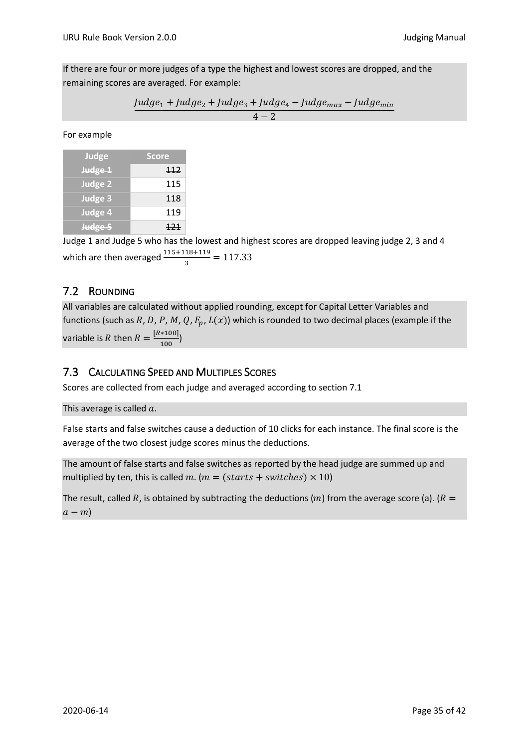If there are four or more judges of a type the highest and lowest scores are dropped, and the remaining scores are averaged. For example:

$$\frac{Judge_1 + Judge_2 + Judge_3 + Judge_4 - Judge_{max} - Judge_{min}}{4 - 2}$$

For example

| Judge | Score |
| --- | --- |
| ~~Judge 1~~ | ~~112~~ |
| Judge 2 | 115 |
| Judge 3 | 118 |
| Judge 4 | 119 |
| ~~Judge 5~~ | ~~121~~ |

Judge 1 and Judge 5 who has the lowest and highest scores are dropped leaving judge 2, 3 and 4 which are then averaged $\frac{115+118+119}{3} = 117.33$

## 7.2 Rounding

All variables are calculated without applied rounding, except for Capital Letter Variables and functions (such as $R$, $D$, $P$, $M$, $Q$, $F_p$, $L(x)$) which is rounded to two decimal places (example if the variable is $R$ then $R = \frac{\lfloor R*100 \rfloor}{100}$)

## 7.3 Calculating Speed and Multiples Scores

Scores are collected from each judge and averaged according to section 7.1

This average is called $a$.

False starts and false switches cause a deduction of 10 clicks for each instance. The final score is the average of the two closest judge scores minus the deductions.

The amount of false starts and false switches as reported by the head judge are summed up and multiplied by ten, this is called $m$. ($m = (starts + switches) \times 10$)

The result, called $R$, is obtained by subtracting the deductions ($m$) from the average score (a). ($R = a - m$)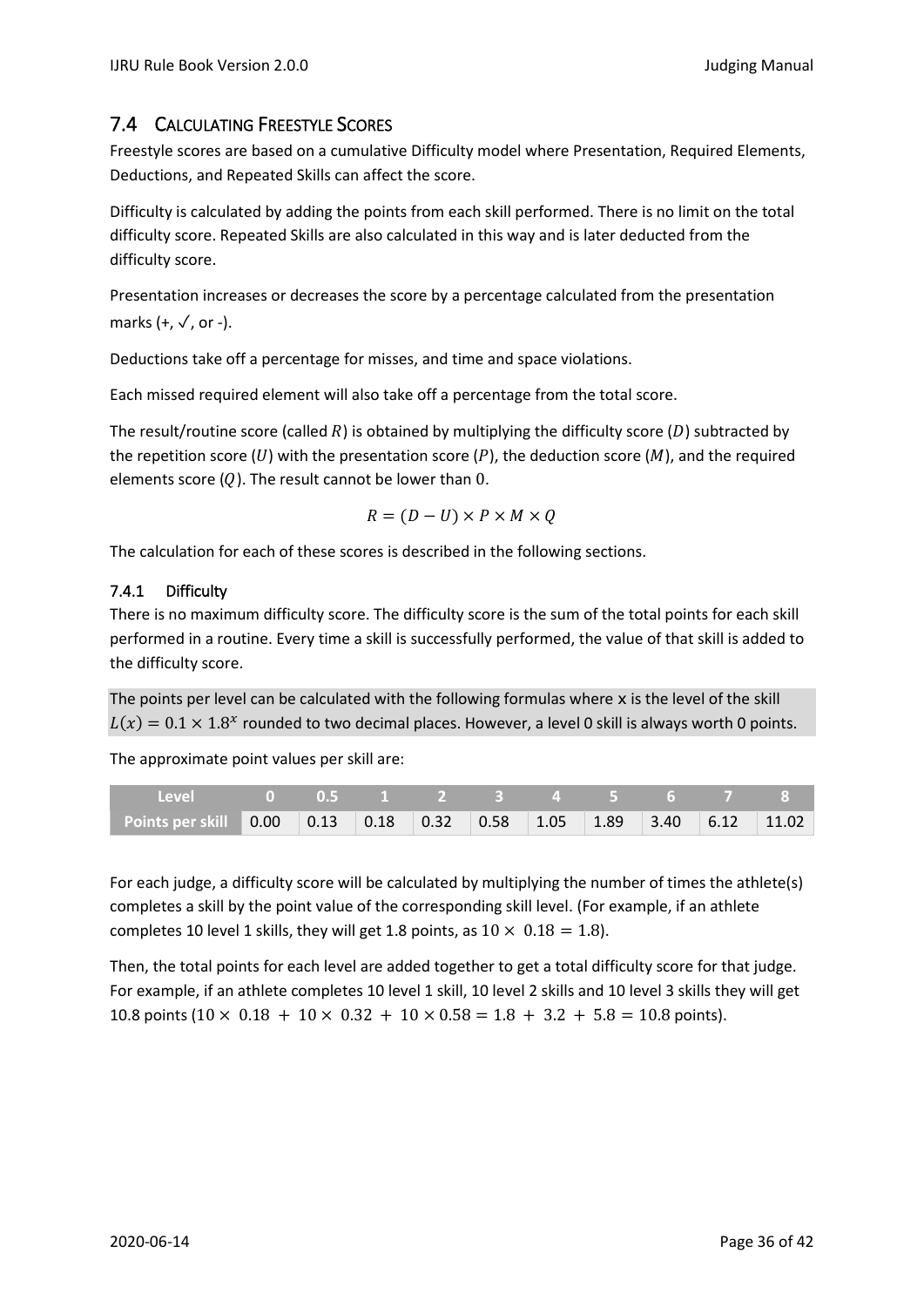## 7.4 Calculating Freestyle Scores

Freestyle scores are based on a cumulative Difficulty model where Presentation, Required Elements, Deductions, and Repeated Skills can affect the score.

Difficulty is calculated by adding the points from each skill performed. There is no limit on the total difficulty score. Repeated Skills are also calculated in this way and is later deducted from the difficulty score.

Presentation increases or decreases the score by a percentage calculated from the presentation marks (+, ✓, or -).

Deductions take off a percentage for misses, and time and space violations.

Each missed required element will also take off a percentage from the total score.

The result/routine score (called $R$) is obtained by multiplying the difficulty score ($D$) subtracted by the repetition score ($U$) with the presentation score ($P$), the deduction score ($M$), and the required elements score ($Q$). The result cannot be lower than $0$.

$$R = (D - U) \times P \times M \times Q$$

The calculation for each of these scores is described in the following sections.

### 7.4.1 Difficulty

There is no maximum difficulty score. The difficulty score is the sum of the total points for each skill performed in a routine. Every time a skill is successfully performed, the value of that skill is added to the difficulty score.

The points per level can be calculated with the following formulas where x is the level of the skill $L(x) = 0.1 \times 1.8^{x}$ rounded to two decimal places. However, a level 0 skill is always worth 0 points.

The approximate point values per skill are:

| Level | 0 | 0.5 | 1 | 2 | 3 | 4 | 5 | 6 | 7 | 8 |
|---|---|---|---|---|---|---|---|---|---|---|
| Points per skill | 0.00 | 0.13 | 0.18 | 0.32 | 0.58 | 1.05 | 1.89 | 3.40 | 6.12 | 11.02 |

For each judge, a difficulty score will be calculated by multiplying the number of times the athlete(s) completes a skill by the point value of the corresponding skill level. (For example, if an athlete completes 10 level 1 skills, they will get 1.8 points, as $10 \times 0.18 = 1.8$).

Then, the total points for each level are added together to get a total difficulty score for that judge. For example, if an athlete completes 10 level 1 skill, 10 level 2 skills and 10 level 3 skills they will get 10.8 points ($10 \times 0.18 + 10 \times 0.32 + 10 \times 0.58 = 1.8 + 3.2 + 5.8 = 10.8$ points).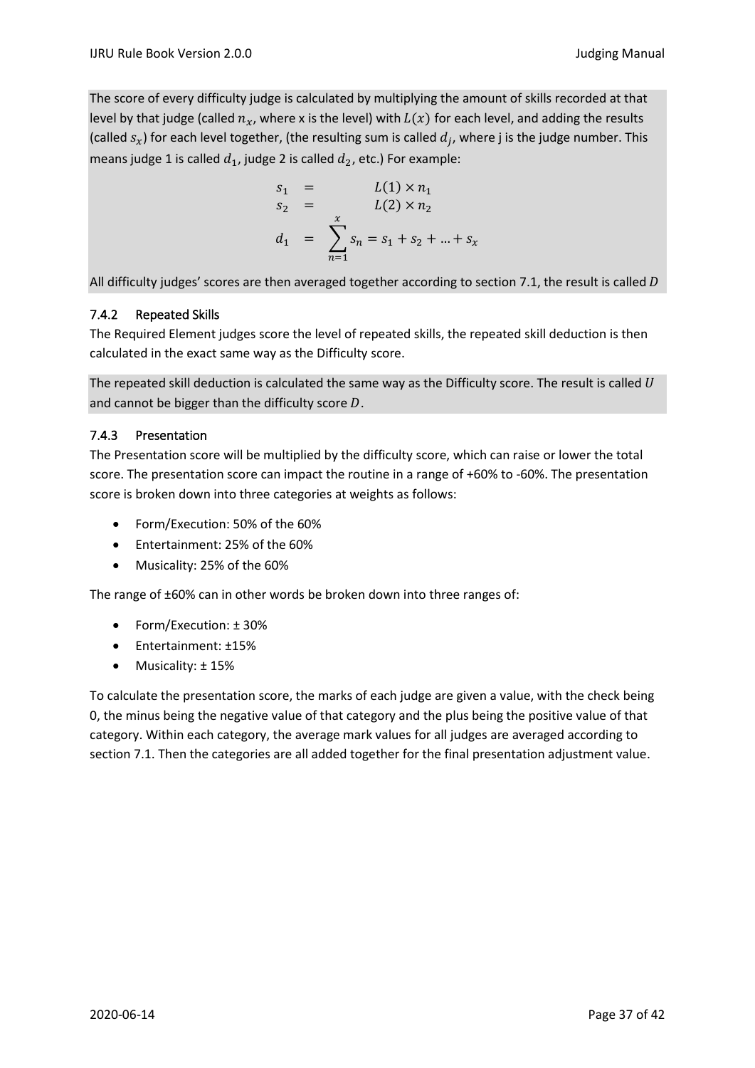The score of every difficulty judge is calculated by multiplying the amount of skills recorded at that level by that judge (called $n_x$, where x is the level) with $L(x)$ for each level, and adding the results (called $s_x$) for each level together, (the resulting sum is called $d_j$, where j is the judge number. This means judge 1 is called $d_1$, judge 2 is called $d_2$, etc.) For example:

$$
\begin{aligned}
s_1 &= L(1) \times n_1 \\
s_2 &= L(2) \times n_2 \\
d_1 &= \sum_{n=1}^{x} s_n = s_1 + s_2 + \ldots + s_x
\end{aligned}
$$

All difficulty judges' scores are then averaged together according to section 7.1, the result is called $D$

### 7.4.2 Repeated Skills

The Required Element judges score the level of repeated skills, the repeated skill deduction is then calculated in the exact same way as the Difficulty score.

The repeated skill deduction is calculated the same way as the Difficulty score. The result is called $U$ and cannot be bigger than the difficulty score $D$.

### 7.4.3 Presentation

The Presentation score will be multiplied by the difficulty score, which can raise or lower the total score. The presentation score can impact the routine in a range of +60% to -60%. The presentation score is broken down into three categories at weights as follows:

- Form/Execution: 50% of the 60%
- Entertainment: 25% of the 60%
- Musicality: 25% of the 60%

The range of ±60% can in other words be broken down into three ranges of:

- Form/Execution: ± 30%
- Entertainment: ±15%
- Musicality: ± 15%

To calculate the presentation score, the marks of each judge are given a value, with the check being 0, the minus being the negative value of that category and the plus being the positive value of that category. Within each category, the average mark values for all judges are averaged according to section 7.1. Then the categories are all added together for the final presentation adjustment value.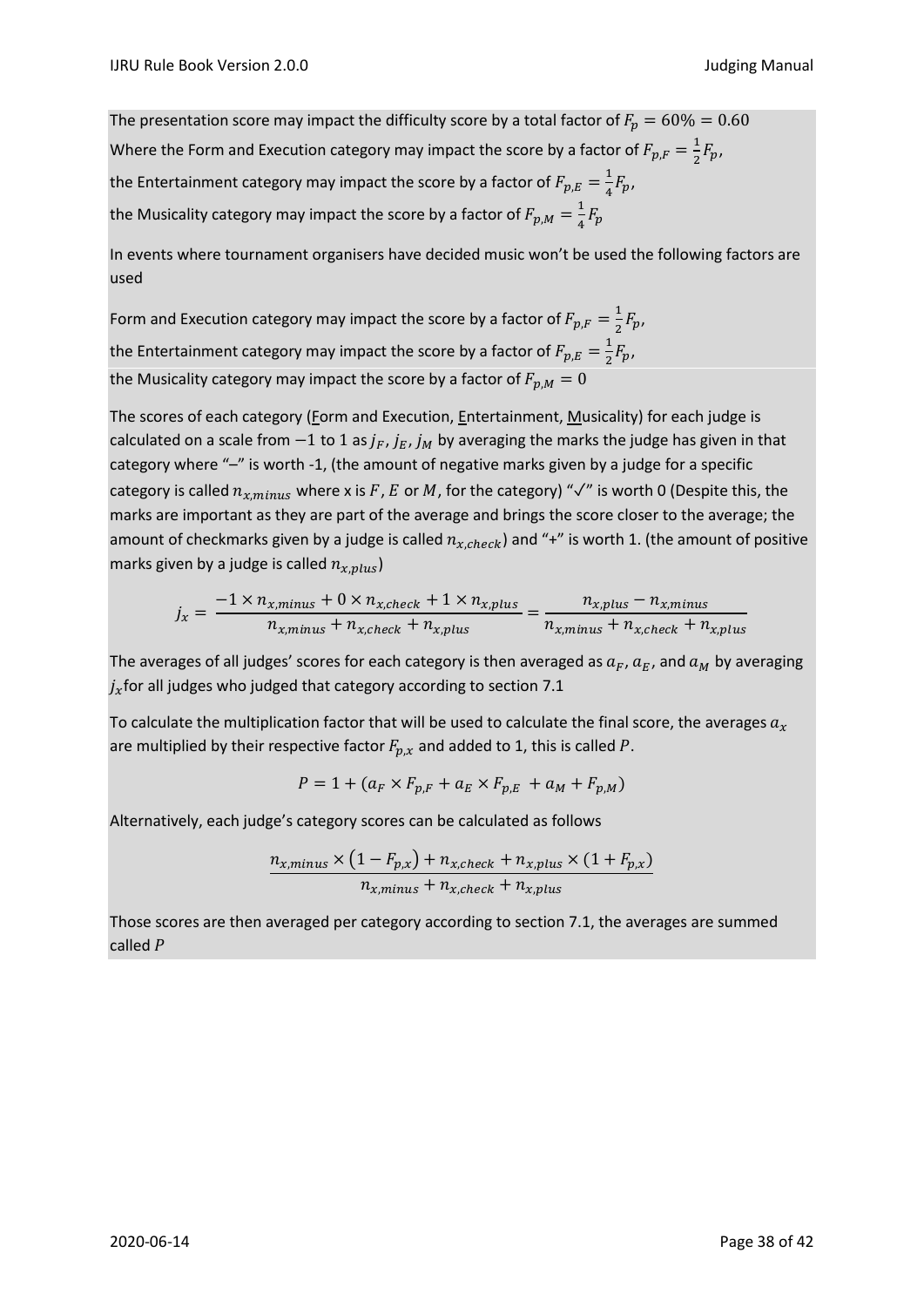The presentation score may impact the difficulty score by a total factor of $F_p = 60\% = 0.60$

Where the Form and Execution category may impact the score by a factor of $F_{p,F} = \frac{1}{2}F_p$,

the Entertainment category may impact the score by a factor of $F_{p,E} = \frac{1}{4}F_p$,

the Musicality category may impact the score by a factor of $F_{p,M} = \frac{1}{4}F_p$

In events where tournament organisers have decided music won't be used the following factors are used

Form and Execution category may impact the score by a factor of $F_{p,F} = \frac{1}{2}F_p$,

the Entertainment category may impact the score by a factor of $F_{p,E} = \frac{1}{2}F_p$,

the Musicality category may impact the score by a factor of $F_{p,M} = 0$

The scores of each category (Form and Execution, Entertainment, Musicality) for each judge is calculated on a scale from $-1$ to 1 as $j_F$, $j_E$, $j_M$ by averaging the marks the judge has given in that category where "–" is worth -1, (the amount of negative marks given by a judge for a specific category is called $n_{x,minus}$ where x is $F$, $E$ or $M$, for the category) "✓" is worth 0 (Despite this, the marks are important as they are part of the average and brings the score closer to the average; the amount of checkmarks given by a judge is called $n_{x,check}$) and "+" is worth 1. (the amount of positive marks given by a judge is called $n_{x,plus}$)

$$j_x = \frac{-1 \times n_{x,minus} + 0 \times n_{x,check} + 1 \times n_{x,plus}}{n_{x,minus} + n_{x,check} + n_{x,plus}} = \frac{n_{x,plus} - n_{x,minus}}{n_{x,minus} + n_{x,check} + n_{x,plus}}$$

The averages of all judges' scores for each category is then averaged as $a_F$, $a_E$, and $a_M$ by averaging $j_x$ for all judges who judged that category according to section 7.1

To calculate the multiplication factor that will be used to calculate the final score, the averages $a_x$ are multiplied by their respective factor $F_{p,x}$ and added to 1, this is called $P$.

$$P = 1 + (a_F \times F_{p,F} + a_E \times F_{p,E} + a_M + F_{p,M})$$

Alternatively, each judge's category scores can be calculated as follows

$$\frac{n_{x,minus} \times (1 - F_{p,x}) + n_{x,check} + n_{x,plus} \times (1 + F_{p,x})}{n_{x,minus} + n_{x,check} + n_{x,plus}}$$

Those scores are then averaged per category according to section 7.1, the averages are summed called $P$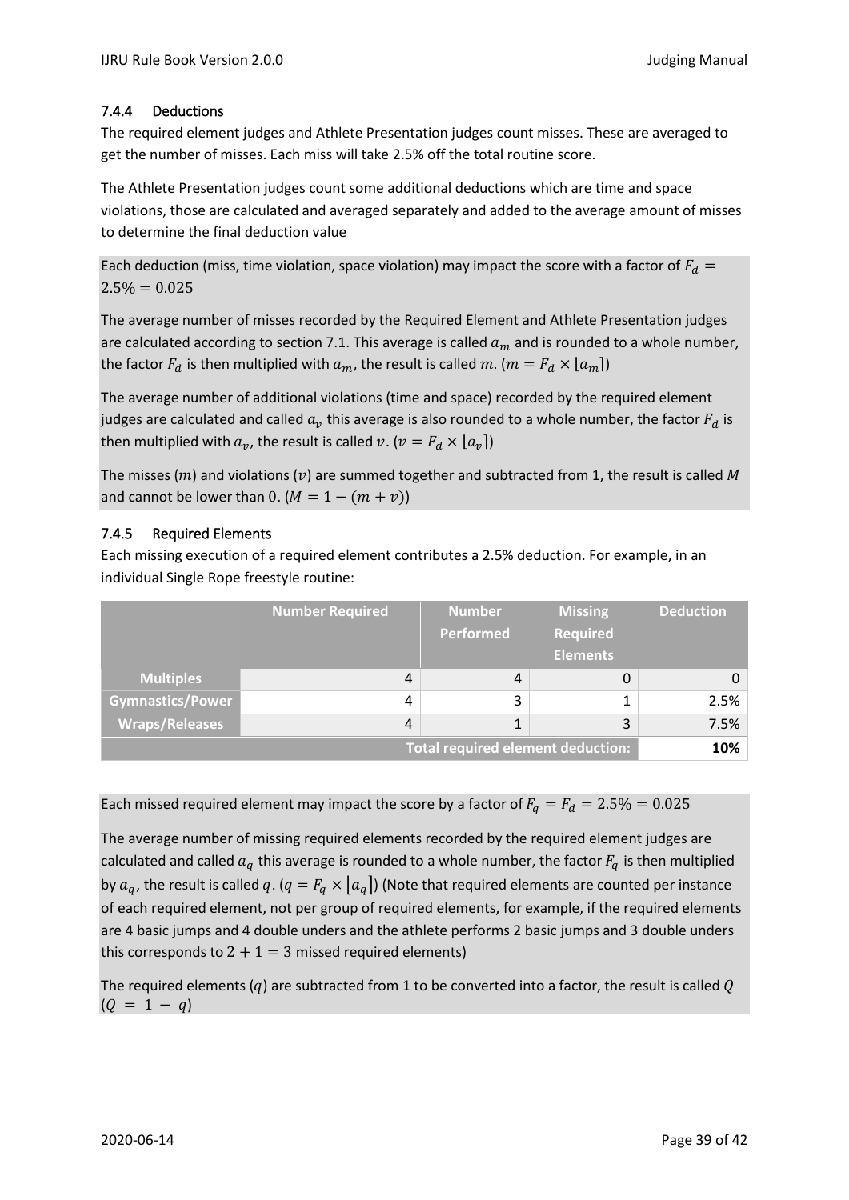### 7.4.4 Deductions

The required element judges and Athlete Presentation judges count misses. These are averaged to get the number of misses. Each miss will take 2.5% off the total routine score.

The Athlete Presentation judges count some additional deductions which are time and space violations, those are calculated and averaged separately and added to the average amount of misses to determine the final deduction value

Each deduction (miss, time violation, space violation) may impact the score with a factor of $F_d = 2.5\% = 0.025$

The average number of misses recorded by the Required Element and Athlete Presentation judges are calculated according to section 7.1. This average is called $a_m$ and is rounded to a whole number, the factor $F_d$ is then multiplied with $a_m$, the result is called $m$. ($m = F_d \times \lfloor a_m \rceil$)

The average number of additional violations (time and space) recorded by the required element judges are calculated and called $a_v$ this average is also rounded to a whole number, the factor $F_d$ is then multiplied with $a_v$, the result is called $v$. ($v = F_d \times \lfloor a_v \rceil$)

The misses ($m$) and violations ($v$) are summed together and subtracted from 1, the result is called $M$ and cannot be lower than 0. ($M = 1 - (m + v)$)

### 7.4.5 Required Elements

Each missing execution of a required element contributes a 2.5% deduction. For example, in an individual Single Rope freestyle routine:

| | Number Required | Number Performed | Missing Required Elements | Deduction |
|---|---|---|---|---|
| **Multiples** | 4 | 4 | 0 | 0 |
| **Gymnastics/Power** | 4 | 3 | 1 | 2.5% |
| **Wraps/Releases** | 4 | 1 | 3 | 7.5% |
| | | | **Total required element deduction:** | **10%** |

Each missed required element may impact the score by a factor of $F_q = F_d = 2.5\% = 0.025$

The average number of missing required elements recorded by the required element judges are calculated and called $a_q$ this average is rounded to a whole number, the factor $F_q$ is then multiplied by $a_q$, the result is called $q$. ($q = F_q \times \lfloor a_q \rceil$) (Note that required elements are counted per instance of each required element, not per group of required elements, for example, if the required elements are 4 basic jumps and 4 double unders and the athlete performs 2 basic jumps and 3 double unders this corresponds to $2 + 1 = 3$ missed required elements)

The required elements ($q$) are subtracted from 1 to be converted into a factor, the result is called $Q$ ($Q = 1 - q$)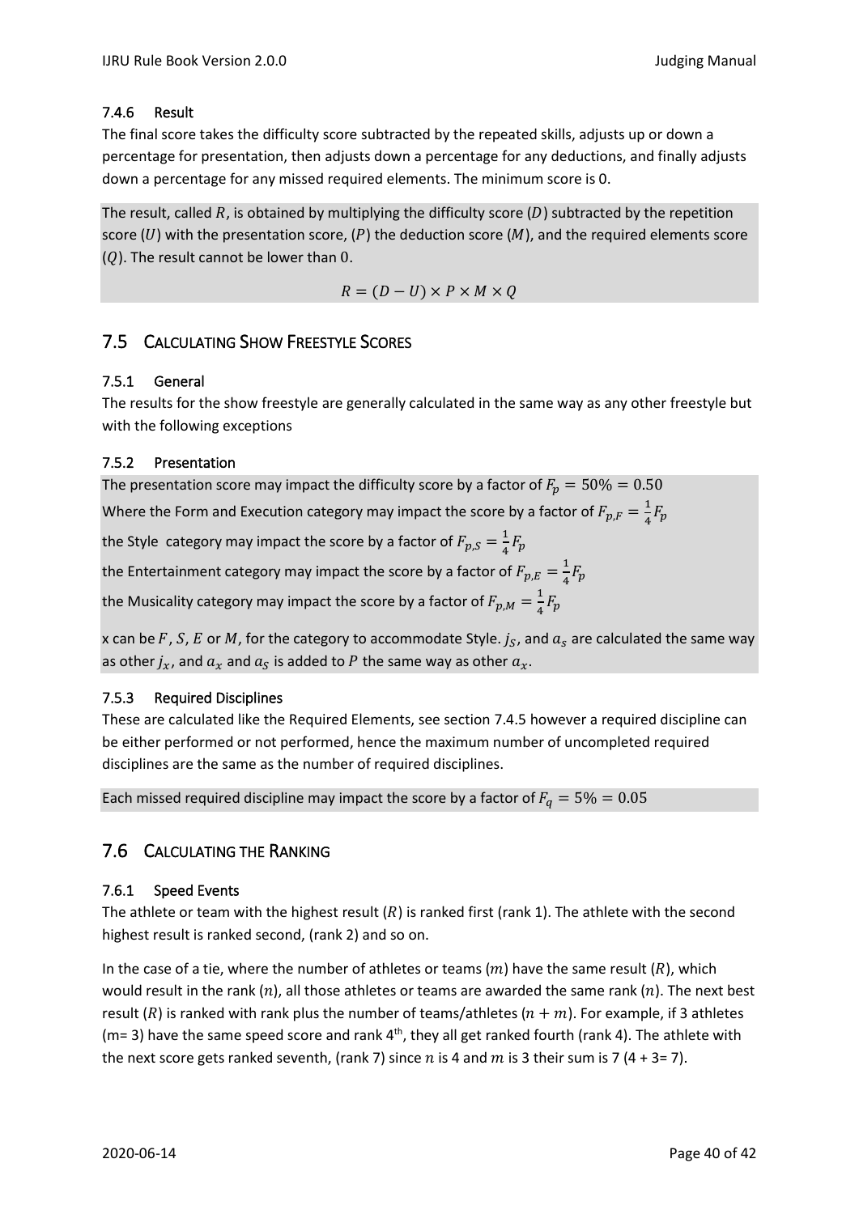### 7.4.6 Result

The final score takes the difficulty score subtracted by the repeated skills, adjusts up or down a percentage for presentation, then adjusts down a percentage for any deductions, and finally adjusts down a percentage for any missed required elements. The minimum score is 0.

The result, called $R$, is obtained by multiplying the difficulty score ($D$) subtracted by the repetition score ($U$) with the presentation score, ($P$) the deduction score ($M$), and the required elements score ($Q$). The result cannot be lower than $0$.

$$R = (D - U) \times P \times M \times Q$$

## 7.5 Calculating Show Freestyle Scores

### 7.5.1 General

The results for the show freestyle are generally calculated in the same way as any other freestyle but with the following exceptions

### 7.5.2 Presentation

The presentation score may impact the difficulty score by a factor of $F_p = 50\% = 0.50$

Where the Form and Execution category may impact the score by a factor of $F_{p,F} = \frac{1}{4} F_p$

the Style category may impact the score by a factor of $F_{p,S} = \frac{1}{4} F_p$

the Entertainment category may impact the score by a factor of $F_{p,E} = \frac{1}{4} F_p$

the Musicality category may impact the score by a factor of $F_{p,M} = \frac{1}{4} F_p$

x can be $F$, $S$, $E$ or $M$, for the category to accommodate Style. $j_S$, and $a_s$ are calculated the same way as other $j_x$, and $a_x$ and $a_S$ is added to $P$ the same way as other $a_x$.

### 7.5.3 Required Disciplines

These are calculated like the Required Elements, see section 7.4.5 however a required discipline can be either performed or not performed, hence the maximum number of uncompleted required disciplines are the same as the number of required disciplines.

Each missed required discipline may impact the score by a factor of $F_q = 5\% = 0.05$

## 7.6 Calculating the Ranking

### 7.6.1 Speed Events

The athlete or team with the highest result ($R$) is ranked first (rank 1). The athlete with the second highest result is ranked second, (rank 2) and so on.

In the case of a tie, where the number of athletes or teams ($m$) have the same result ($R$), which would result in the rank ($n$), all those athletes or teams are awarded the same rank ($n$). The next best result ($R$) is ranked with rank plus the number of teams/athletes ($n + m$). For example, if 3 athletes (m= 3) have the same speed score and rank 4th, they all get ranked fourth (rank 4). The athlete with the next score gets ranked seventh, (rank 7) since $n$ is 4 and $m$ is 3 their sum is 7 (4 + 3= 7).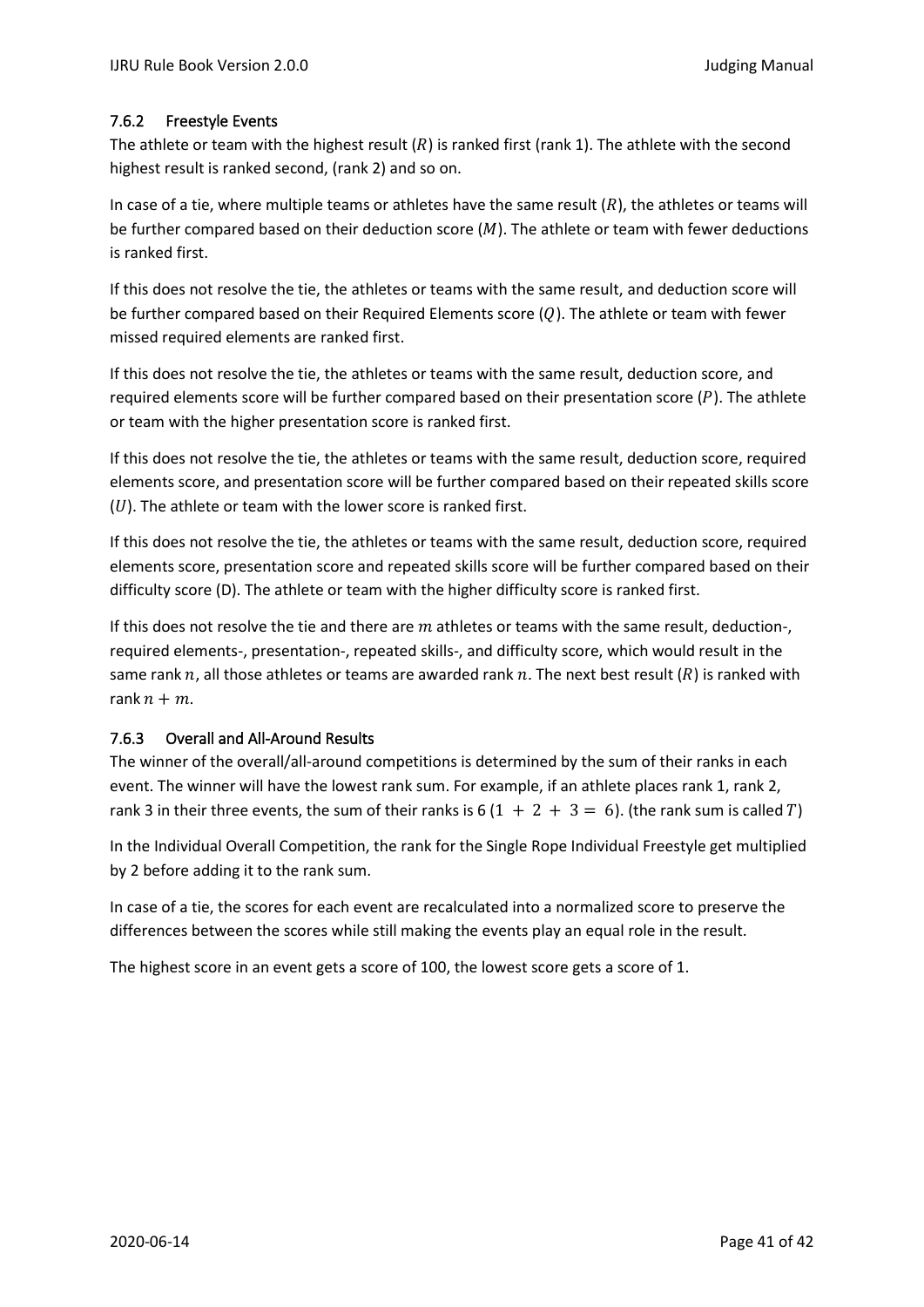### 7.6.2 Freestyle Events

The athlete or team with the highest result ($R$) is ranked first (rank 1). The athlete with the second highest result is ranked second, (rank 2) and so on.

In case of a tie, where multiple teams or athletes have the same result ($R$), the athletes or teams will be further compared based on their deduction score ($M$). The athlete or team with fewer deductions is ranked first.

If this does not resolve the tie, the athletes or teams with the same result, and deduction score will be further compared based on their Required Elements score ($Q$). The athlete or team with fewer missed required elements are ranked first.

If this does not resolve the tie, the athletes or teams with the same result, deduction score, and required elements score will be further compared based on their presentation score ($P$). The athlete or team with the higher presentation score is ranked first.

If this does not resolve the tie, the athletes or teams with the same result, deduction score, required elements score, and presentation score will be further compared based on their repeated skills score ($U$). The athlete or team with the lower score is ranked first.

If this does not resolve the tie, the athletes or teams with the same result, deduction score, required elements score, presentation score and repeated skills score will be further compared based on their difficulty score (D). The athlete or team with the higher difficulty score is ranked first.

If this does not resolve the tie and there are $m$ athletes or teams with the same result, deduction-, required elements-, presentation-, repeated skills-, and difficulty score, which would result in the same rank $n$, all those athletes or teams are awarded rank $n$. The next best result ($R$) is ranked with rank $n + m$.

### 7.6.3 Overall and All-Around Results

The winner of the overall/all-around competitions is determined by the sum of their ranks in each event. The winner will have the lowest rank sum. For example, if an athlete places rank 1, rank 2, rank 3 in their three events, the sum of their ranks is 6 ($1 + 2 + 3 = 6$). (the rank sum is called $T$)

In the Individual Overall Competition, the rank for the Single Rope Individual Freestyle get multiplied by 2 before adding it to the rank sum.

In case of a tie, the scores for each event are recalculated into a normalized score to preserve the differences between the scores while still making the events play an equal role in the result.

The highest score in an event gets a score of 100, the lowest score gets a score of 1.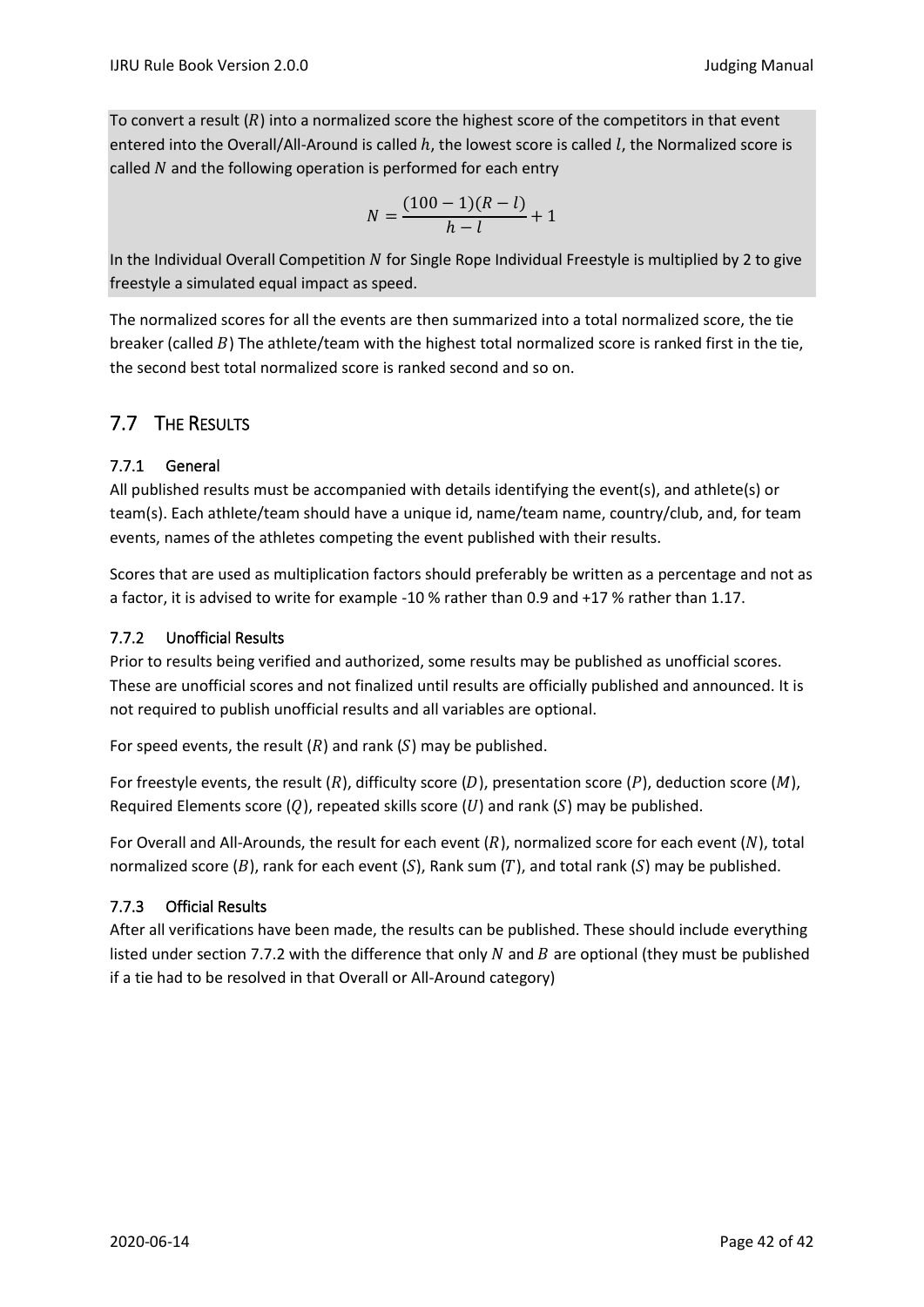To convert a result ($R$) into a normalized score the highest score of the competitors in that event entered into the Overall/All-Around is called $h$, the lowest score is called $l$, the Normalized score is called $N$ and the following operation is performed for each entry

$$N = \frac{(100 - 1)(R - l)}{h - l} + 1$$

In the Individual Overall Competition $N$ for Single Rope Individual Freestyle is multiplied by 2 to give freestyle a simulated equal impact as speed.

The normalized scores for all the events are then summarized into a total normalized score, the tie breaker (called $B$) The athlete/team with the highest total normalized score is ranked first in the tie, the second best total normalized score is ranked second and so on.

## 7.7 The Results

### 7.7.1 General

All published results must be accompanied with details identifying the event(s), and athlete(s) or team(s). Each athlete/team should have a unique id, name/team name, country/club, and, for team events, names of the athletes competing the event published with their results.

Scores that are used as multiplication factors should preferably be written as a percentage and not as a factor, it is advised to write for example -10 % rather than 0.9 and +17 % rather than 1.17.

### 7.7.2 Unofficial Results

Prior to results being verified and authorized, some results may be published as unofficial scores. These are unofficial scores and not finalized until results are officially published and announced. It is not required to publish unofficial results and all variables are optional.

For speed events, the result ($R$) and rank ($S$) may be published.

For freestyle events, the result ($R$), difficulty score ($D$), presentation score ($P$), deduction score ($M$), Required Elements score ($Q$), repeated skills score ($U$) and rank ($S$) may be published.

For Overall and All-Arounds, the result for each event ($R$), normalized score for each event ($N$), total normalized score ($B$), rank for each event ($S$), Rank sum ($T$), and total rank ($S$) may be published.

### 7.7.3 Official Results

After all verifications have been made, the results can be published. These should include everything listed under section 7.7.2 with the difference that only $N$ and $B$ are optional (they must be published if a tie had to be resolved in that Overall or All-Around category)